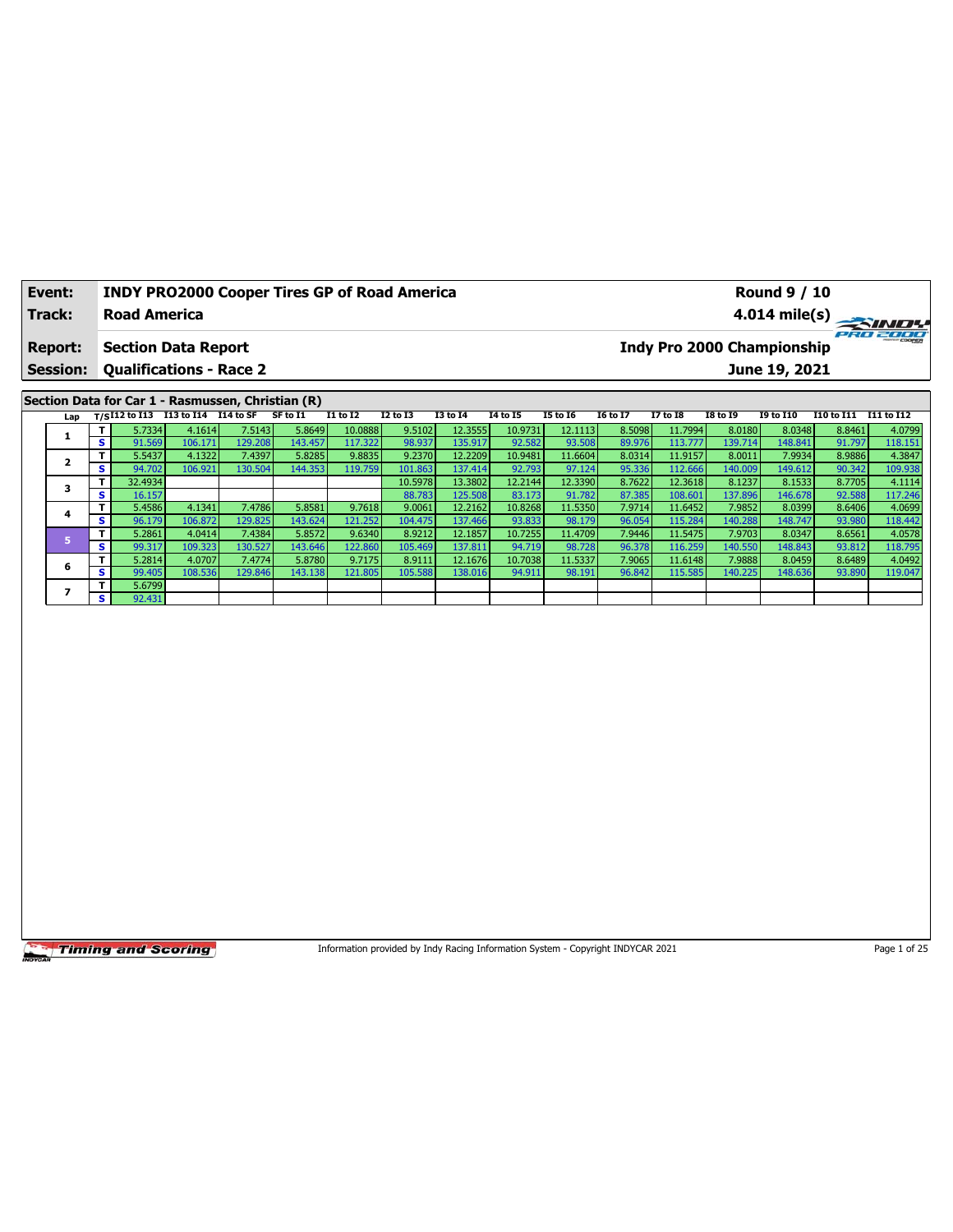| Event: | INDY PRO2000 Cooper Tires GP of Road America | Round 9 / 10 |
|---|---|---|
| Track: | Road America | 4.014 mile(s) |
| Report: | Section Data Report | Indy Pro 2000 Championship |
| Session: | Qualifications - Race 2 | June 19, 2021 |

## Section Data for Car 1 - Rasmussen, Christian (R)

| Lap | T/S | I12 to I13 | I13 to I14 | I14 to SF | SF to I1 | I1 to I2 | I2 to I3 | I3 to I4 | I4 to I5 | I5 to I6 | I6 to I7 | I7 to I8 | I8 to I9 | I9 to I10 | I10 to I11 | I11 to I12 |
|---|---|---|---|---|---|---|---|---|---|---|---|---|---|---|---|---|
| 1 | T | 5.7334 | 4.1614 | 7.5143 | 5.8649 | 10.0888 | 9.5102 | 12.3555 | 10.9731 | 12.1113 | 8.5098 | 11.7994 | 8.0180 | 8.0348 | 8.8461 | 4.0799 |
| | S | 91.569 | 106.171 | 129.208 | 143.457 | 117.322 | 98.937 | 135.917 | 92.582 | 93.508 | 89.976 | 113.777 | 139.714 | 148.841 | 91.797 | 118.151 |
| 2 | T | 5.5437 | 4.1322 | 7.4397 | 5.8285 | 9.8835 | 9.2370 | 12.2209 | 10.9481 | 11.6604 | 8.0314 | 11.9157 | 8.0011 | 7.9934 | 8.9886 | 4.3847 |
| | S | 94.702 | 106.921 | 130.504 | 144.353 | 119.759 | 101.863 | 137.414 | 92.793 | 97.124 | 95.336 | 112.666 | 140.009 | 149.612 | 90.342 | 109.938 |
| 3 | T | 32.4934 | | | | | 10.5978 | 13.3802 | 12.2144 | 12.3390 | 8.7622 | 12.3618 | 8.1237 | 8.1533 | 8.7705 | 4.1114 |
| | S | 16.157 | | | | | 88.783 | 125.508 | 83.173 | 91.782 | 87.385 | 108.601 | 137.896 | 146.678 | 92.588 | 117.246 |
| 4 | T | 5.4586 | 4.1341 | 7.4786 | 5.8581 | 9.7618 | 9.0061 | 12.2162 | 10.8268 | 11.5350 | 7.9714 | 11.6452 | 7.9852 | 8.0399 | 8.6406 | 4.0699 |
| | S | 96.179 | 106.872 | 129.825 | 143.624 | 121.252 | 104.475 | 137.466 | 93.833 | 98.179 | 96.054 | 115.284 | 140.288 | 148.747 | 93.980 | 118.442 |
| 5 | T | 5.2861 | 4.0414 | 7.4384 | 5.8572 | 9.6340 | 8.9212 | 12.1857 | 10.7255 | 11.4709 | 7.9446 | 11.5475 | 7.9703 | 8.0347 | 8.6561 | 4.0578 |
| | S | 99.317 | 109.323 | 130.527 | 143.646 | 122.860 | 105.469 | 137.811 | 94.719 | 98.728 | 96.378 | 116.259 | 140.550 | 148.843 | 93.812 | 118.795 |
| 6 | T | 5.2814 | 4.0707 | 7.4774 | 5.8780 | 9.7175 | 8.9111 | 12.1676 | 10.7038 | 11.5337 | 7.9065 | 11.6148 | 7.9888 | 8.0459 | 8.6489 | 4.0492 |
| | S | 99.405 | 108.536 | 129.846 | 143.138 | 121.805 | 105.588 | 138.016 | 94.911 | 98.191 | 96.842 | 115.585 | 140.225 | 148.636 | 93.890 | 119.047 |
| 7 | T | 5.6799 | | | | | | | | | | | | | | |
| | S | 92.431 | | | | | | | | | | | | | | |

Information provided by Indy Racing Information System - Copyright INDYCAR 2021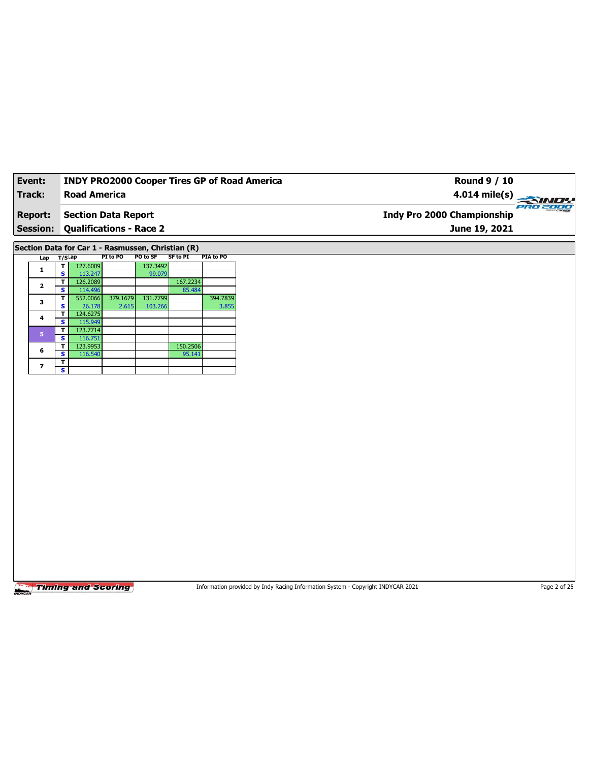| **Event:** | **INDY PRO2000 Cooper Tires GP of Road America** | **Round 9 / 10** |
|---|---|---|
| **Track:** | **Road America** | **4.014 mile(s)** |
| **Report:** | **Section Data Report** | **Indy Pro 2000 Championship** |
| **Session:** | **Qualifications - Race 2** | **June 19, 2021** |

**Section Data for Car 1 - Rasmussen, Christian (R)**

| Lap | T/S | Lap | PI to PO | PO to SF | SF to PI | PIA to PO |
|---|---|---|---|---|---|---|
| 1 | T | 127.6009 | | 137.3492 | | |
| | S | 113.247 | | 99.079 | | |
| 2 | T | 126.2089 | | | 167.2234 | |
| | S | 114.496 | | | 85.484 | |
| 3 | T | 552.0066 | 379.1679 | 131.7799 | | 394.7839 |
| | S | 26.178 | 2.615 | 103.266 | | 3.855 |
| 4 | T | 124.6275 | | | | |
| | S | 115.949 | | | | |
| 5 | T | 123.7714 | | | | |
| | S | 116.751 | | | | |
| 6 | T | 123.9953 | | | 150.2506 | |
| | S | 116.540 | | | 95.141 | |
| 7 | T | | | | | |
| | S | | | | | |

Information provided by Indy Racing Information System - Copyright INDYCAR 2021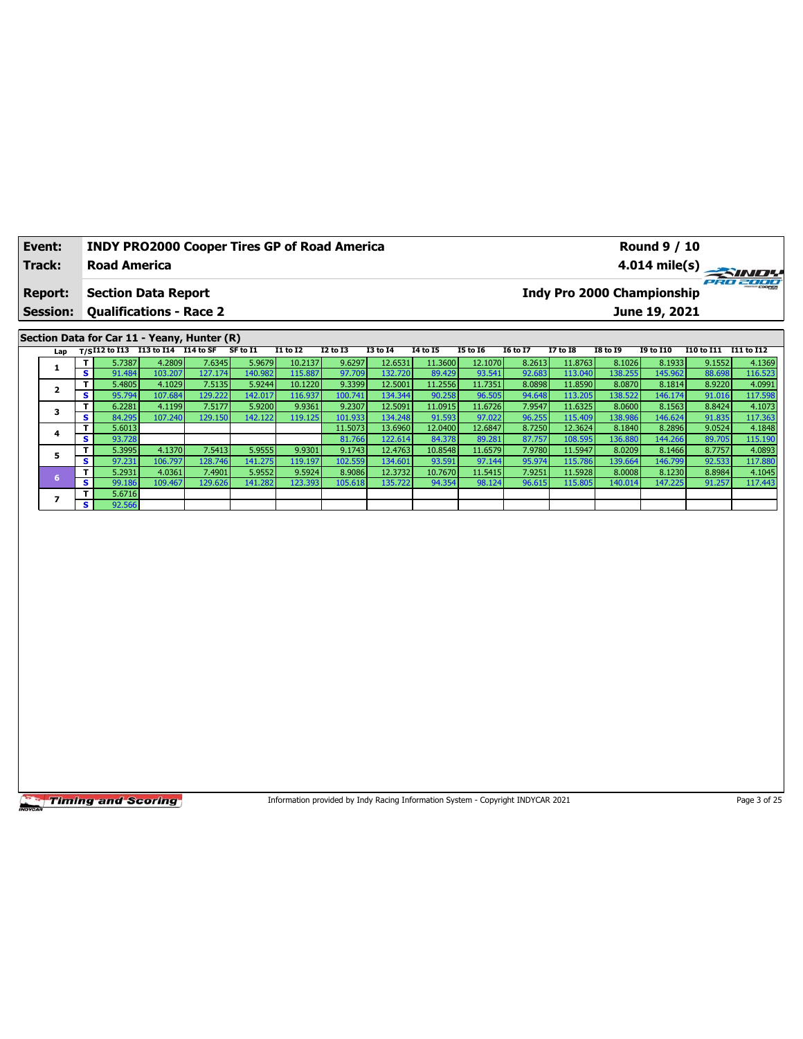| Event: | INDY PRO2000 Cooper Tires GP of Road America | Round 9 / 10 |
|---|---|---|
| Track: | Road America | 4.014 mile(s) |
| Report: | Section Data Report | Indy Pro 2000 Championship |
| Session: | Qualifications - Race 2 | June 19, 2021 |

## Section Data for Car 11 - Yeany, Hunter (R)

| Lap | T/S | I12 to I13 | I13 to I14 | I14 to SF | SF to I1 | I1 to I2 | I2 to I3 | I3 to I4 | I4 to I5 | I5 to I6 | I6 to I7 | I7 to I8 | I8 to I9 | I9 to I10 | I10 to I11 | I11 to I12 |
|---|---|---|---|---|---|---|---|---|---|---|---|---|---|---|---|---|
| 1 | T | 5.7387 | 4.2809 | 7.6345 | 5.9679 | 10.2137 | 9.6297 | 12.6531 | 11.3600 | 12.1070 | 8.2613 | 11.8763 | 8.1026 | 8.1933 | 9.1552 | 4.1369 |
| | S | 91.484 | 103.207 | 127.174 | 140.982 | 115.887 | 97.709 | 132.720 | 89.429 | 93.541 | 92.683 | 113.040 | 138.255 | 145.962 | 88.698 | 116.523 |
| 2 | T | 5.4805 | 4.1029 | 7.5135 | 5.9244 | 10.1220 | 9.3399 | 12.5001 | 11.2556 | 11.7351 | 8.0898 | 11.8590 | 8.0870 | 8.1814 | 8.9220 | 4.0991 |
| | S | 95.794 | 107.684 | 129.222 | 142.017 | 116.937 | 100.741 | 134.344 | 90.258 | 96.505 | 94.648 | 113.205 | 138.522 | 146.174 | 91.016 | 117.598 |
| 3 | T | 6.2281 | 4.1199 | 7.5177 | 5.9200 | 9.9361 | 9.2307 | 12.5091 | 11.0915 | 11.6726 | 7.9547 | 11.6325 | 8.0600 | 8.1563 | 8.8424 | 4.1073 |
| | S | 84.295 | 107.240 | 129.150 | 142.122 | 119.125 | 101.933 | 134.248 | 91.593 | 97.022 | 96.255 | 115.409 | 138.986 | 146.624 | 91.835 | 117.363 |
| 4 | T | 5.6013 | | | | | 11.5073 | 13.6960 | 12.0400 | 12.6847 | 8.7250 | 12.3624 | 8.1840 | 8.2896 | 9.0524 | 4.1848 |
| | S | 93.728 | | | | | 81.766 | 122.614 | 84.378 | 89.281 | 87.757 | 108.595 | 136.880 | 144.266 | 89.705 | 115.190 |
| 5 | T | 5.3995 | 4.1370 | 7.5413 | 5.9555 | 9.9301 | 9.1743 | 12.4763 | 10.8548 | 11.6579 | 7.9780 | 11.5947 | 8.0209 | 8.1466 | 8.7757 | 4.0893 |
| | S | 97.231 | 106.797 | 128.746 | 141.275 | 119.197 | 102.559 | 134.601 | 93.591 | 97.144 | 95.974 | 115.786 | 139.664 | 146.799 | 92.533 | 117.880 |
| 6 | T | 5.2931 | 4.0361 | 7.4901 | 5.9552 | 9.5924 | 8.9086 | 12.3732 | 10.7670 | 11.5415 | 7.9251 | 11.5928 | 8.0008 | 8.1230 | 8.8984 | 4.1045 |
| | S | 99.186 | 109.467 | 129.626 | 141.282 | 123.393 | 105.618 | 135.722 | 94.354 | 98.124 | 96.615 | 115.805 | 140.014 | 147.225 | 91.257 | 117.443 |
| 7 | T | 5.6716 | | | | | | | | | | | | | | |
| | S | 92.566 | | | | | | | | | | | | | | |

Information provided by Indy Racing Information System - Copyright INDYCAR 2021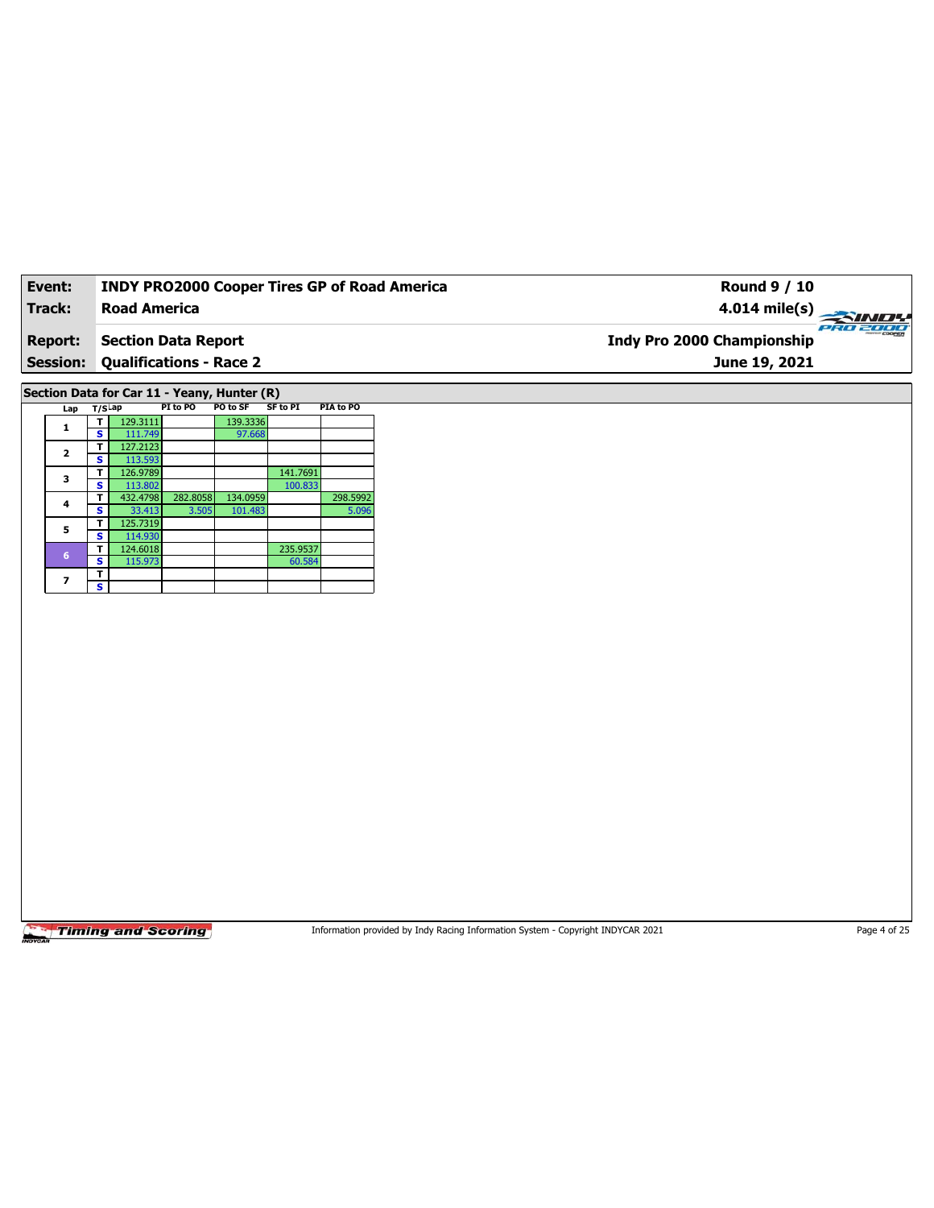| **Event:** | **INDY PRO2000 Cooper Tires GP of Road America** | **Round 9 / 10** |
|---|---|---|
| **Track:** | **Road America** | **4.014 mile(s)** |
| **Report:** | **Section Data Report** | **Indy Pro 2000 Championship** |
| **Session:** | **Qualifications - Race 2** | **June 19, 2021** |

**Section Data for Car 11 - Yeany, Hunter (R)**

| Lap | T/S | Lap | PI to PO | PO to SF | SF to PI | PIA to PO |
|---|---|---|---|---|---|---|
| 1 | T | 129.3111 | | 139.3336 | | |
| | S | 111.749 | | 97.668 | | |
| 2 | T | 127.2123 | | | | |
| | S | 113.593 | | | | |
| 3 | T | 126.9789 | | | 141.7691 | |
| | S | 113.802 | | | 100.833 | |
| 4 | T | 432.4798 | 282.8058 | 134.0959 | | 298.5992 |
| | S | 33.413 | 3.505 | 101.483 | | 5.096 |
| 5 | T | 125.7319 | | | | |
| | S | 114.930 | | | | |
| 6 | T | 124.6018 | | | 235.9537 | |
| | S | 115.973 | | | 60.584 | |
| 7 | T | | | | | |
| | S | | | | | |

Information provided by Indy Racing Information System - Copyright INDYCAR 2021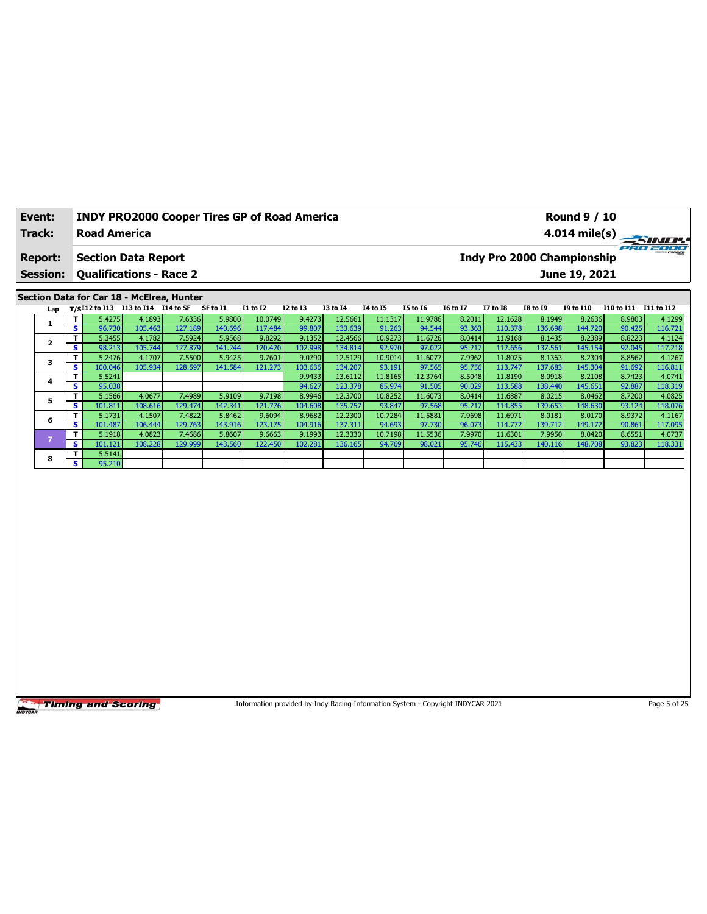| Event: | INDY PRO2000 Cooper Tires GP of Road America | Round 9 / 10 |
|---|---|---|
| Track: | Road America | 4.014 mile(s) |
| Report: | Section Data Report | Indy Pro 2000 Championship |
| Session: | Qualifications - Race 2 | June 19, 2021 |

## Section Data for Car 18 - McElrea, Hunter

| Lap | T/S | I12 to I13 | I13 to I14 | I14 to SF | SF to I1 | I1 to I2 | I2 to I3 | I3 to I4 | I4 to I5 | I5 to I6 | I6 to I7 | I7 to I8 | I8 to I9 | I9 to I10 | I10 to I11 | I11 to I12 |
|---|---|---|---|---|---|---|---|---|---|---|---|---|---|---|---|---|
| 1 | T | 5.4275 | 4.1893 | 7.6336 | 5.9800 | 10.0749 | 9.4273 | 12.5661 | 11.1317 | 11.9786 | 8.2011 | 12.1628 | 8.1949 | 8.2636 | 8.9803 | 4.1299 |
| | S | 96.730 | 105.463 | 127.189 | 140.696 | 117.484 | 99.807 | 133.639 | 91.263 | 94.544 | 93.363 | 110.378 | 136.698 | 144.720 | 90.425 | 116.721 |
| 2 | T | 5.3455 | 4.1782 | 7.5924 | 5.9568 | 9.8292 | 9.1352 | 12.4566 | 10.9273 | 11.6726 | 8.0414 | 11.9168 | 8.1435 | 8.2389 | 8.8223 | 4.1124 |
| | S | 98.213 | 105.744 | 127.879 | 141.244 | 120.420 | 102.998 | 134.814 | 92.970 | 97.022 | 95.217 | 112.656 | 137.561 | 145.154 | 92.045 | 117.218 |
| 3 | T | 5.2476 | 4.1707 | 7.5500 | 5.9425 | 9.7601 | 9.0790 | 12.5129 | 10.9014 | 11.6077 | 7.9962 | 11.8025 | 8.1363 | 8.2304 | 8.8562 | 4.1267 |
| | S | 100.046 | 105.934 | 128.597 | 141.584 | 121.273 | 103.636 | 134.207 | 93.191 | 97.565 | 95.756 | 113.747 | 137.683 | 145.304 | 91.692 | 116.811 |
| 4 | T | 5.5241 | | | | | 9.9433 | 13.6112 | 11.8165 | 12.3764 | 8.5048 | 11.8190 | 8.0918 | 8.2108 | 8.7423 | 4.0741 |
| | S | 95.038 | | | | | 94.627 | 123.378 | 85.974 | 91.505 | 90.029 | 113.588 | 138.440 | 145.651 | 92.887 | 118.319 |
| 5 | T | 5.1566 | 4.0677 | 7.4989 | 5.9109 | 9.7198 | 8.9946 | 12.3700 | 10.8252 | 11.6073 | 8.0414 | 11.6887 | 8.0215 | 8.0462 | 8.7200 | 4.0825 |
| | S | 101.811 | 108.616 | 129.474 | 142.341 | 121.776 | 104.608 | 135.757 | 93.847 | 97.568 | 95.217 | 114.855 | 139.653 | 148.630 | 93.124 | 118.076 |
| 6 | T | 5.1731 | 4.1507 | 7.4822 | 5.8462 | 9.6094 | 8.9682 | 12.2300 | 10.7284 | 11.5881 | 7.9698 | 11.6971 | 8.0181 | 8.0170 | 8.9372 | 4.1167 |
| | S | 101.487 | 106.444 | 129.763 | 143.916 | 123.175 | 104.916 | 137.311 | 94.693 | 97.730 | 96.073 | 114.772 | 139.712 | 149.172 | 90.861 | 117.095 |
| 7 | T | 5.1918 | 4.0823 | 7.4686 | 5.8607 | 9.6663 | 9.1993 | 12.3330 | 10.7198 | 11.5536 | 7.9970 | 11.6301 | 7.9950 | 8.0420 | 8.6551 | 4.0737 |
| | S | 101.121 | 108.228 | 129.999 | 143.560 | 122.450 | 102.281 | 136.165 | 94.769 | 98.021 | 95.746 | 115.433 | 140.116 | 148.708 | 93.823 | 118.331 |
| 8 | T | 5.5141 | | | | | | | | | | | | | | |
| | S | 95.210 | | | | | | | | | | | | | | |

Information provided by Indy Racing Information System - Copyright INDYCAR 2021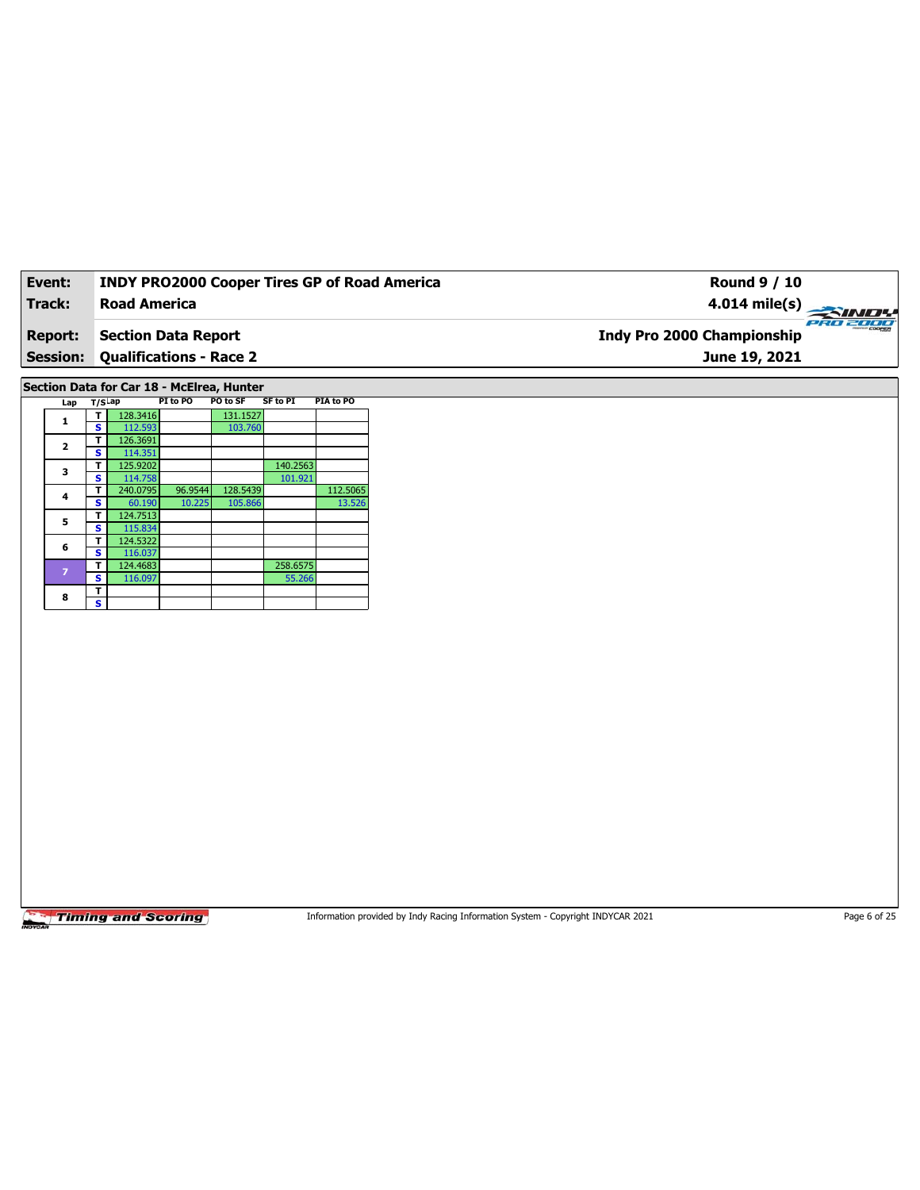| Event: | INDY PRO2000 Cooper Tires GP of Road America | Round 9 / 10 |
|---|---|---|
| Track: | Road America | 4.014 mile(s) |
| Report: | Section Data Report | Indy Pro 2000 Championship |
| Session: | Qualifications - Race 2 | June 19, 2021 |

## Section Data for Car 18 - McElrea, Hunter

| Lap | T/S | Lap | PI to PO | PO to SF | SF to PI | PIA to PO |
|---|---|---|---|---|---|---|
| 1 | T | 128.3416 | | 131.1527 | | |
| | S | 112.593 | | 103.760 | | |
| 2 | T | 126.3691 | | | | |
| | S | 114.351 | | | | |
| 3 | T | 125.9202 | | | 140.2563 | |
| | S | 114.758 | | | 101.921 | |
| 4 | T | 240.0795 | 96.9544 | 128.5439 | | 112.5065 |
| | S | 60.190 | 10.225 | 105.866 | | 13.526 |
| 5 | T | 124.7513 | | | | |
| | S | 115.834 | | | | |
| 6 | T | 124.5322 | | | | |
| | S | 116.037 | | | | |
| 7 | T | 124.4683 | | | 258.6575 | |
| | S | 116.097 | | | 55.266 | |
| 8 | T | | | | | |
| | S | | | | | |

Timing and Scoring

Information provided by Indy Racing Information System - Copyright INDYCAR 2021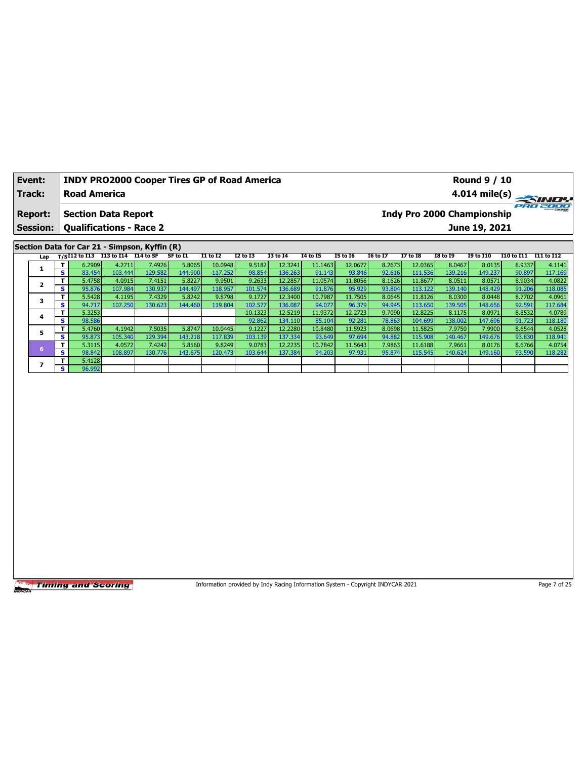| **Event:** | **INDY PRO2000 Cooper Tires GP of Road America** | **Round 9 / 10** |
|---|---|---|
| **Track:** | **Road America** | **4.014 mile(s)** |
| **Report:** | **Section Data Report** | **Indy Pro 2000 Championship** |
| **Session:** | **Qualifications - Race 2** | **June 19, 2021** |

## Section Data for Car 21 - Simpson, Kyffin (R)

| Lap | T/S | I12 to I13 | I13 to I14 | I14 to SF | SF to I1 | I1 to I2 | I2 to I3 | I3 to I4 | I4 to I5 | I5 to I6 | I6 to I7 | I7 to I8 | I8 to I9 | I9 to I10 | I10 to I11 | I11 to I12 |
|---|---|---|---|---|---|---|---|---|---|---|---|---|---|---|---|---|
| 1 | T | 6.2909 | 4.2711 | 7.4926 | 5.8065 | 10.0948 | 9.5182 | 12.3241 | 11.1463 | 12.0677 | 8.2673 | 12.0365 | 8.0467 | 8.0135 | 8.9337 | 4.1141 |
| | S | 83.454 | 103.444 | 129.582 | 144.900 | 117.252 | 98.854 | 136.263 | 91.143 | 93.846 | 92.616 | 111.536 | 139.216 | 149.237 | 90.897 | 117.169 |
| 2 | T | 5.4758 | 4.0915 | 7.4151 | 5.8227 | 9.9501 | 9.2633 | 12.2857 | 11.0574 | 11.8056 | 8.1626 | 11.8677 | 8.0511 | 8.0571 | 8.9034 | 4.0822 |
| | S | 95.876 | 107.984 | 130.937 | 144.497 | 118.957 | 101.574 | 136.689 | 91.876 | 95.929 | 93.804 | 113.122 | 139.140 | 148.429 | 91.206 | 118.085 |
| 3 | T | 5.5428 | 4.1195 | 7.4329 | 5.8242 | 9.8798 | 9.1727 | 12.3400 | 10.7987 | 11.7505 | 8.0645 | 11.8126 | 8.0300 | 8.0448 | 8.7702 | 4.0961 |
| | S | 94.717 | 107.250 | 130.623 | 144.460 | 119.804 | 102.577 | 136.087 | 94.077 | 96.379 | 94.945 | 113.650 | 139.505 | 148.656 | 92.591 | 117.684 |
| 4 | T | 5.3253 | | | | | 10.1323 | 12.5219 | 11.9372 | 12.2723 | 9.7090 | 12.8225 | 8.1175 | 8.0971 | 8.8532 | 4.0789 |
| | S | 98.586 | | | | | 92.862 | 134.110 | 85.104 | 92.281 | 78.863 | 104.699 | 138.002 | 147.696 | 91.723 | 118.180 |
| 5 | T | 5.4760 | 4.1942 | 7.5035 | 5.8747 | 10.0445 | 9.1227 | 12.2280 | 10.8480 | 11.5923 | 8.0698 | 11.5825 | 7.9750 | 7.9900 | 8.6544 | 4.0528 |
| | S | 95.873 | 105.340 | 129.394 | 143.218 | 117.839 | 103.139 | 137.334 | 93.649 | 97.694 | 94.882 | 115.908 | 140.467 | 149.676 | 93.830 | 118.941 |
| 6 | T | 5.3115 | 4.0572 | 7.4242 | 5.8560 | 9.8249 | 9.0783 | 12.2235 | 10.7842 | 11.5643 | 7.9863 | 11.6188 | 7.9661 | 8.0176 | 8.6766 | 4.0754 |
| | S | 98.842 | 108.897 | 130.776 | 143.675 | 120.473 | 103.644 | 137.384 | 94.203 | 97.931 | 95.874 | 115.545 | 140.624 | 149.160 | 93.590 | 118.282 |
| 7 | T | 5.4128 | | | | | | | | | | | | | | |
| | S | 96.992 | | | | | | | | | | | | | | |

Information provided by Indy Racing Information System - Copyright INDYCAR 2021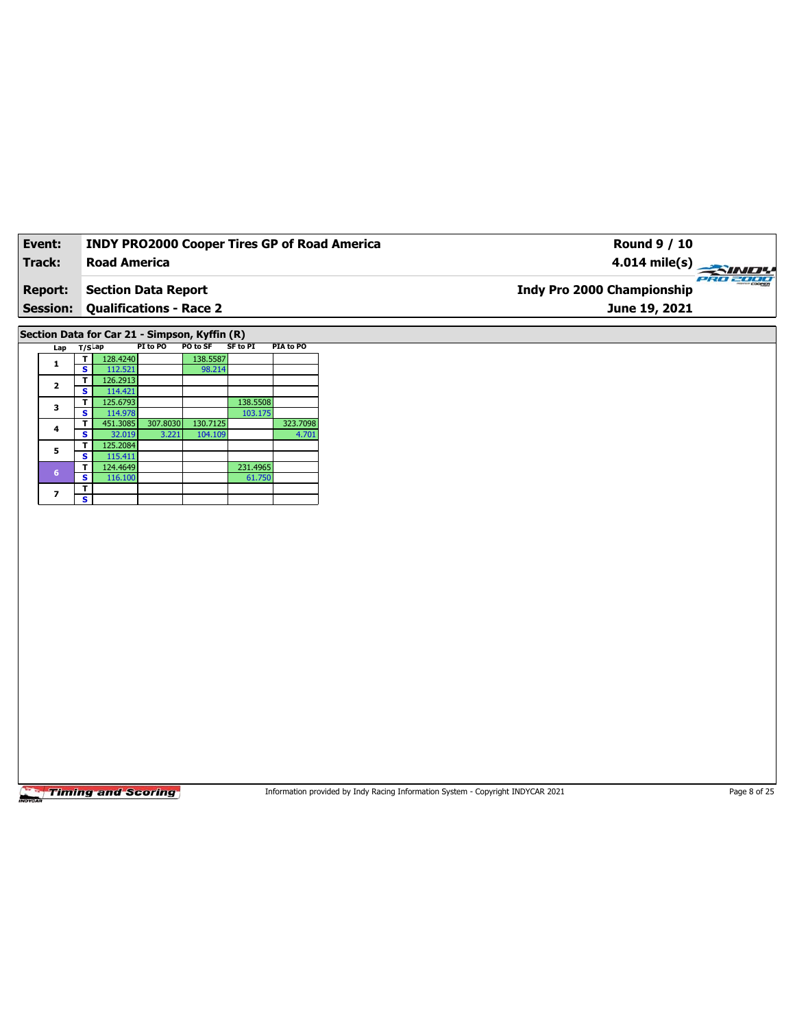| **Event:** | **INDY PRO2000 Cooper Tires GP of Road America** | **Round 9 / 10** |
|---|---|---|
| **Track:** | **Road America** | **4.014 mile(s)** |
| **Report:** | **Section Data Report** | **Indy Pro 2000 Championship** |
| **Session:** | **Qualifications - Race 2** | **June 19, 2021** |

**Section Data for Car 21 - Simpson, Kyffin (R)**

| Lap | T/S | Lap | PI to PO | PO to SF | SF to PI | PIA to PO |
|---|---|---|---|---|---|---|
| 1 | T | 128.4240 | | 138.5587 | | |
| | S | 112.521 | | 98.214 | | |
| 2 | T | 126.2913 | | | | |
| | S | 114.421 | | | | |
| 3 | T | 125.6793 | | | 138.5508 | |
| | S | 114.978 | | | 103.175 | |
| 4 | T | 451.3085 | 307.8030 | 130.7125 | | 323.7098 |
| | S | 32.019 | 3.221 | 104.109 | | 4.701 |
| 5 | T | 125.2084 | | | | |
| | S | 115.411 | | | | |
| 6 | T | 124.4649 | | | 231.4965 | |
| | S | 116.100 | | | 61.750 | |
| 7 | T | | | | | |
| | S | | | | | |

Information provided by Indy Racing Information System - Copyright INDYCAR 2021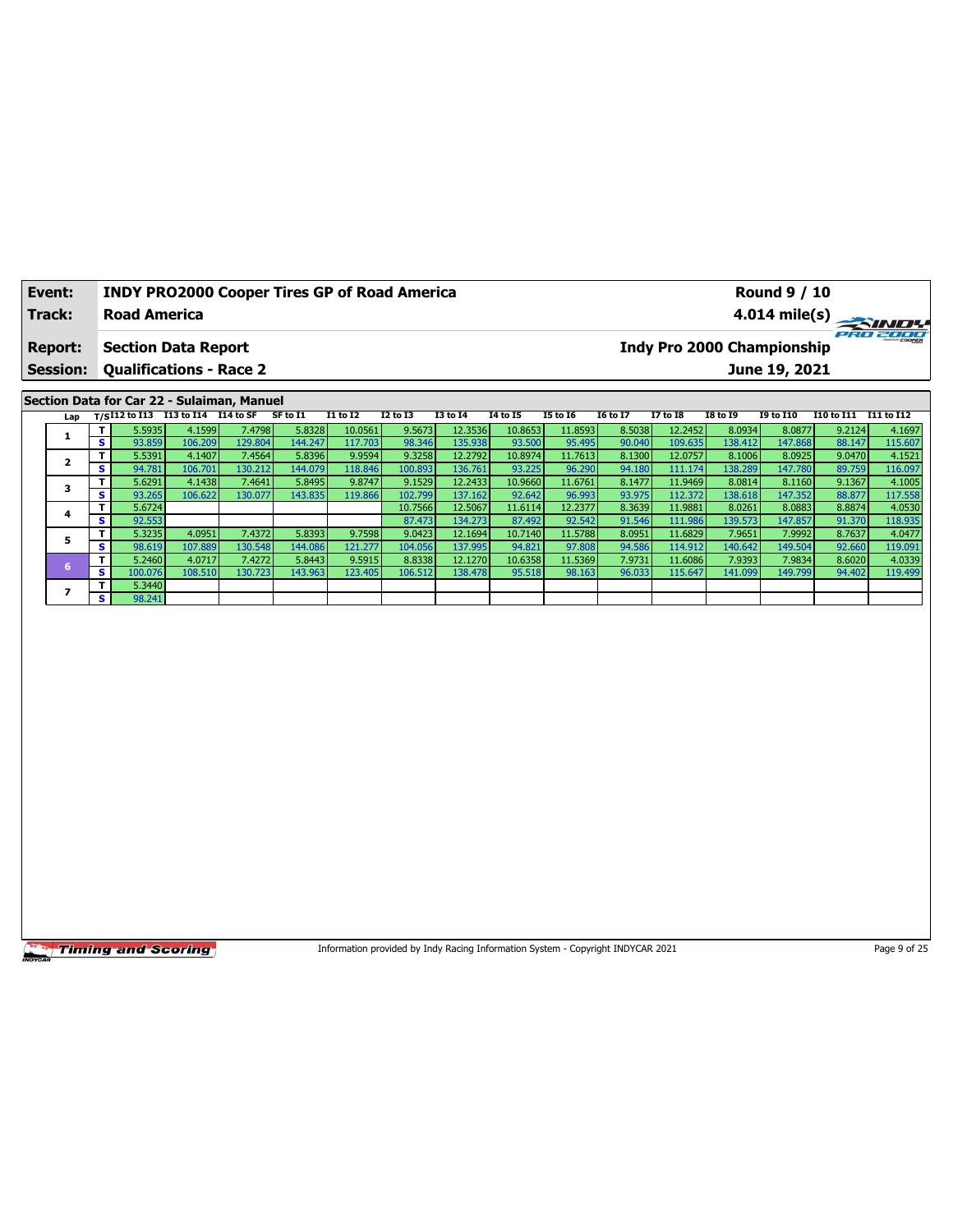| Event: | INDY PRO2000 Cooper Tires GP of Road America | Round 9 / 10 |
|---|---|---|
| Track: | Road America | 4.014 mile(s) |
| Report: | Section Data Report | Indy Pro 2000 Championship |
| Session: | Qualifications - Race 2 | June 19, 2021 |

## Section Data for Car 22 - Sulaiman, Manuel

| Lap | T/S | I12 to I13 | I13 to I14 | I14 to SF | SF to I1 | I1 to I2 | I2 to I3 | I3 to I4 | I4 to I5 | I5 to I6 | I6 to I7 | I7 to I8 | I8 to I9 | I9 to I10 | I10 to I11 | I11 to I12 |
|---|---|---|---|---|---|---|---|---|---|---|---|---|---|---|---|---|
| 1 | T | 5.5935 | 4.1599 | 7.4798 | 5.8328 | 10.0561 | 9.5673 | 12.3536 | 10.8653 | 11.8593 | 8.5038 | 12.2452 | 8.0934 | 8.0877 | 9.2124 | 4.1697 |
| | S | 93.859 | 106.209 | 129.804 | 144.247 | 117.703 | 98.346 | 135.938 | 93.500 | 95.495 | 90.040 | 109.635 | 138.412 | 147.868 | 88.147 | 115.607 |
| 2 | T | 5.5391 | 4.1407 | 7.4564 | 5.8396 | 9.9594 | 9.3258 | 12.2792 | 10.8974 | 11.7613 | 8.1300 | 12.0757 | 8.1006 | 8.0925 | 9.0470 | 4.1521 |
| | S | 94.781 | 106.701 | 130.212 | 144.079 | 118.846 | 100.893 | 136.761 | 93.225 | 96.290 | 94.180 | 111.174 | 138.289 | 147.780 | 89.759 | 116.097 |
| 3 | T | 5.6291 | 4.1438 | 7.4641 | 5.8495 | 9.8747 | 9.1529 | 12.2433 | 10.9660 | 11.6761 | 8.1477 | 11.9469 | 8.0814 | 8.1160 | 9.1367 | 4.1005 |
| | S | 93.265 | 106.622 | 130.077 | 143.835 | 119.866 | 102.799 | 137.162 | 92.642 | 96.993 | 93.975 | 112.372 | 138.618 | 147.352 | 88.877 | 117.558 |
| 4 | T | 5.6724 | | | | | 10.7566 | 12.5067 | 11.6114 | 12.2377 | 8.3639 | 11.9881 | 8.0261 | 8.0883 | 8.8874 | 4.0530 |
| | S | 92.553 | | | | | 87.473 | 134.273 | 87.492 | 92.542 | 91.546 | 111.986 | 139.573 | 147.857 | 91.370 | 118.935 |
| 5 | T | 5.3235 | 4.0951 | 7.4372 | 5.8393 | 9.7598 | 9.0423 | 12.1694 | 10.7140 | 11.5788 | 8.0951 | 11.6829 | 7.9651 | 7.9992 | 8.7637 | 4.0477 |
| | S | 98.619 | 107.889 | 130.548 | 144.086 | 121.277 | 104.056 | 137.995 | 94.821 | 97.808 | 94.586 | 114.912 | 140.642 | 149.504 | 92.660 | 119.091 |
| 6 | T | 5.2460 | 4.0717 | 7.4272 | 5.8443 | 9.5915 | 8.8338 | 12.1270 | 10.6358 | 11.5369 | 7.9731 | 11.6086 | 7.9393 | 7.9834 | 8.6020 | 4.0339 |
| | S | 100.076 | 108.510 | 130.723 | 143.963 | 123.405 | 106.512 | 138.478 | 95.518 | 98.163 | 96.033 | 115.647 | 141.099 | 149.799 | 94.402 | 119.499 |
| 7 | T | 5.3440 | | | | | | | | | | | | | | |
| | S | 98.241 | | | | | | | | | | | | | | |

Information provided by Indy Racing Information System - Copyright INDYCAR 2021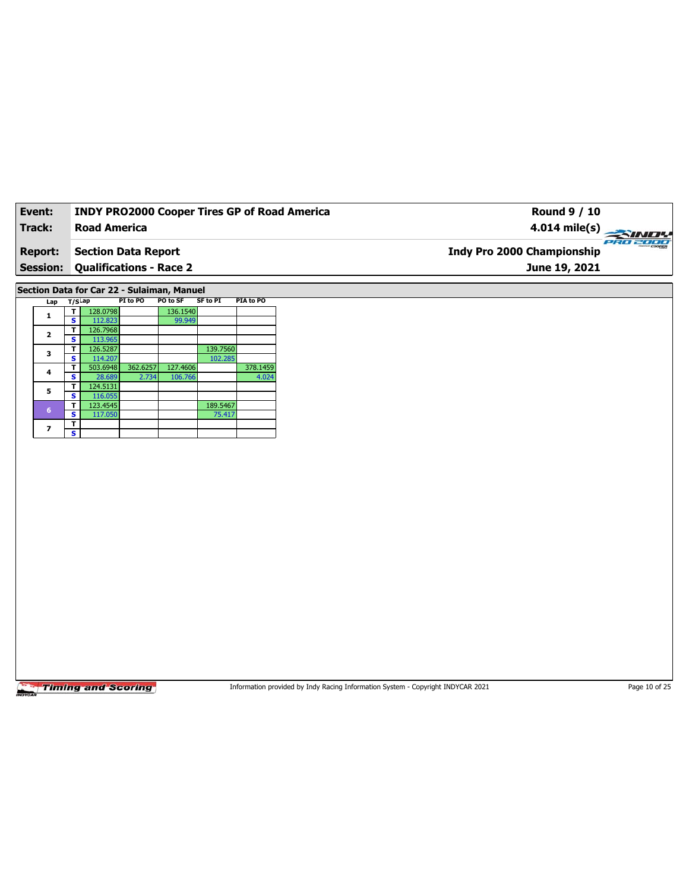| Event: | INDY PRO2000 Cooper Tires GP of Road America | Round 9 / 10 |
|---|---|---|
| Track: | Road America | 4.014 mile(s) |
| Report: | Section Data Report | Indy Pro 2000 Championship |
| Session: | Qualifications - Race 2 | June 19, 2021 |

## Section Data for Car 22 - Sulaiman, Manuel

| Lap | T/S | Lap | PI to PO | PO to SF | SF to PI | PIA to PO |
|---|---|---|---|---|---|---|
| 1 | T | 128.0798 | | 136.1540 | | |
| | S | 112.823 | | 99.949 | | |
| 2 | T | 126.7968 | | | | |
| | S | 113.965 | | | | |
| 3 | T | 126.5287 | | | 139.7560 | |
| | S | 114.207 | | | 102.285 | |
| 4 | T | 503.6948 | 362.6257 | 127.4606 | | 378.1459 |
| | S | 28.689 | 2.734 | 106.766 | | 4.024 |
| 5 | T | 124.5131 | | | | |
| | S | 116.055 | | | | |
| 6 | T | 123.4545 | | | 189.5467 | |
| | S | 117.050 | | | 75.417 | |
| 7 | T | | | | | |
| | S | | | | | |

Information provided by Indy Racing Information System - Copyright INDYCAR 2021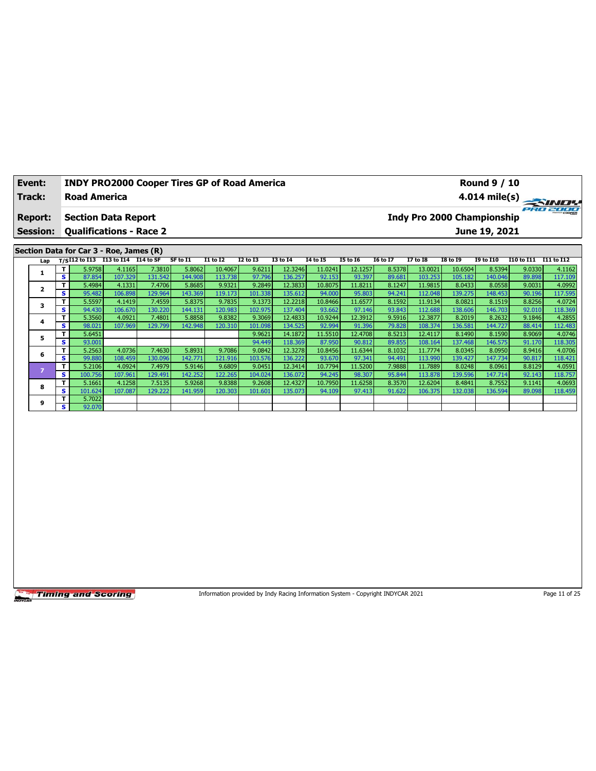| Event: | INDY PRO2000 Cooper Tires GP of Road America | Round 9 / 10 |
|---|---|---|
| Track: | Road America | 4.014 mile(s) |
| Report: | Section Data Report | Indy Pro 2000 Championship |
| Session: | Qualifications - Race 2 | June 19, 2021 |

## Section Data for Car 3 - Roe, James (R)

| Lap | T/S | I12 to I13 | I13 to I14 | I14 to SF | SF to I1 | I1 to I2 | I2 to I3 | I3 to I4 | I4 to I5 | I5 to I6 | I6 to I7 | I7 to I8 | I8 to I9 | I9 to I10 | I10 to I11 | I11 to I12 |
|---|---|---|---|---|---|---|---|---|---|---|---|---|---|---|---|---|
| 1 | T | 5.9758 | 4.1165 | 7.3810 | 5.8062 | 10.4067 | 9.6211 | 12.3246 | 11.0241 | 12.1257 | 8.5378 | 13.0021 | 10.6504 | 8.5394 | 9.0330 | 4.1162 |
| | S | 87.854 | 107.329 | 131.542 | 144.908 | 113.738 | 97.796 | 136.257 | 92.153 | 93.397 | 89.681 | 103.253 | 105.182 | 140.046 | 89.898 | 117.109 |
| 2 | T | 5.4984 | 4.1331 | 7.4706 | 5.8685 | 9.9321 | 9.2849 | 12.3833 | 10.8075 | 11.8211 | 8.1247 | 11.9815 | 8.0433 | 8.0558 | 9.0031 | 4.0992 |
| | S | 95.482 | 106.898 | 129.964 | 143.369 | 119.173 | 101.338 | 135.612 | 94.000 | 95.803 | 94.241 | 112.048 | 139.275 | 148.453 | 90.196 | 117.595 |
| 3 | T | 5.5597 | 4.1419 | 7.4559 | 5.8375 | 9.7835 | 9.1373 | 12.2218 | 10.8466 | 11.6577 | 8.1592 | 11.9134 | 8.0821 | 8.1519 | 8.8256 | 4.0724 |
| | S | 94.430 | 106.670 | 130.220 | 144.131 | 120.983 | 102.975 | 137.404 | 93.662 | 97.146 | 93.843 | 112.688 | 138.606 | 146.703 | 92.010 | 118.369 |
| 4 | T | 5.3560 | 4.0921 | 7.4801 | 5.8858 | 9.8382 | 9.3069 | 12.4833 | 10.9244 | 12.3912 | 9.5916 | 12.3877 | 8.2019 | 8.2632 | 9.1846 | 4.2855 |
| | S | 98.021 | 107.969 | 129.799 | 142.948 | 120.310 | 101.098 | 134.525 | 92.994 | 91.396 | 79.828 | 108.374 | 136.581 | 144.727 | 88.414 | 112.483 |
| 5 | T | 5.6451 | | | | | 9.9621 | 14.1872 | 11.5510 | 12.4708 | 8.5213 | 12.4117 | 8.1490 | 8.1590 | 8.9069 | 4.0746 |
| | S | 93.001 | | | | | 94.449 | 118.369 | 87.950 | 90.812 | 89.855 | 108.164 | 137.468 | 146.575 | 91.170 | 118.305 |
| 6 | T | 5.2563 | 4.0736 | 7.4630 | 5.8931 | 9.7086 | 9.0842 | 12.3278 | 10.8456 | 11.6344 | 8.1032 | 11.7774 | 8.0345 | 8.0950 | 8.9416 | 4.0706 |
| | S | 99.880 | 108.459 | 130.096 | 142.771 | 121.916 | 103.576 | 136.222 | 93.670 | 97.341 | 94.491 | 113.990 | 139.427 | 147.734 | 90.817 | 118.421 |
| 7 | T | 5.2106 | 4.0924 | 7.4979 | 5.9146 | 9.6809 | 9.0451 | 12.3414 | 10.7794 | 11.5200 | 7.9888 | 11.7889 | 8.0248 | 8.0961 | 8.8129 | 4.0591 |
| | S | 100.756 | 107.961 | 129.491 | 142.252 | 122.265 | 104.024 | 136.072 | 94.245 | 98.307 | 95.844 | 113.878 | 139.596 | 147.714 | 92.143 | 118.757 |
| 8 | T | 5.1661 | 4.1258 | 7.5135 | 5.9268 | 9.8388 | 9.2608 | 12.4327 | 10.7950 | 11.6258 | 8.3570 | 12.6204 | 8.4841 | 8.7552 | 9.1141 | 4.0693 |
| | S | 101.624 | 107.087 | 129.222 | 141.959 | 120.303 | 101.601 | 135.073 | 94.109 | 97.413 | 91.622 | 106.375 | 132.038 | 136.594 | 89.098 | 118.459 |
| 9 | T | 5.7022 | | | | | | | | | | | | | | |
| | S | 92.070 | | | | | | | | | | | | | | |

Information provided by Indy Racing Information System - Copyright INDYCAR 2021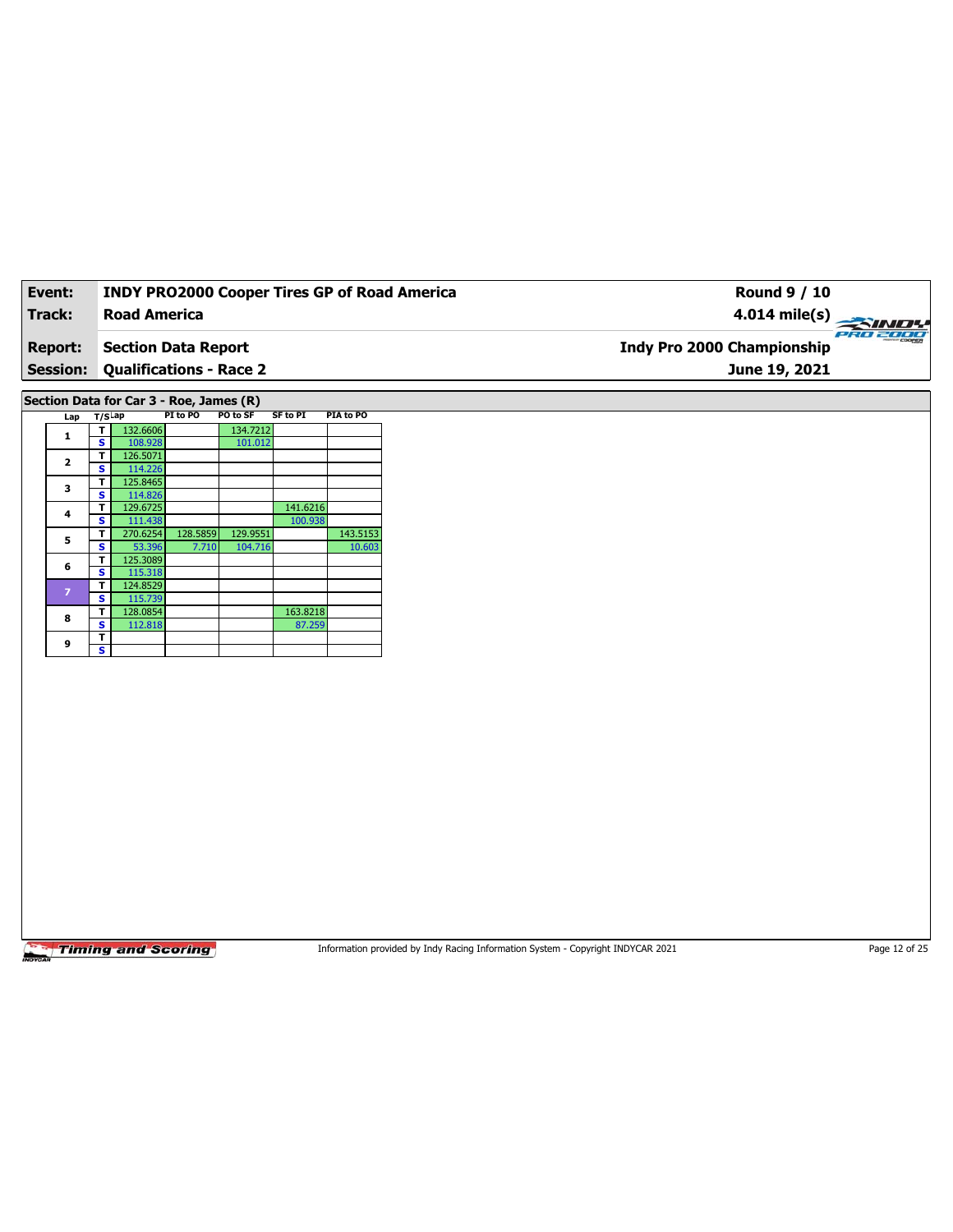| **Event:** | **INDY PRO2000 Cooper Tires GP of Road America** | **Round 9 / 10** |
|---|---|---|
| **Track:** | **Road America** | **4.014 mile(s)** |
| **Report:** | **Section Data Report** | **Indy Pro 2000 Championship** |
| **Session:** | **Qualifications - Race 2** | **June 19, 2021** |

## Section Data for Car 3 - Roe, James (R)

| Lap | T/S | Lap | PI to PO | PO to SF | SF to PI | PIA to PO |
|---|---|---|---|---|---|---|
| 1 | T | 132.6606 | | 134.7212 | | |
| | S | 108.928 | | 101.012 | | |
| 2 | T | 126.5071 | | | | |
| | S | 114.226 | | | | |
| 3 | T | 125.8465 | | | | |
| | S | 114.826 | | | | |
| 4 | T | 129.6725 | | | 141.6216 | |
| | S | 111.438 | | | 100.938 | |
| 5 | T | 270.6254 | 128.5859 | 129.9551 | | 143.5153 |
| | S | 53.396 | 7.710 | 104.716 | | 10.603 |
| 6 | T | 125.3089 | | | | |
| | S | 115.318 | | | | |
| 7 | T | 124.8529 | | | | |
| | S | 115.739 | | | | |
| 8 | T | 128.0854 | | | 163.8218 | |
| | S | 112.818 | | | 87.259 | |
| 9 | T | | | | | |
| | S | | | | | |

Information provided by Indy Racing Information System - Copyright INDYCAR 2021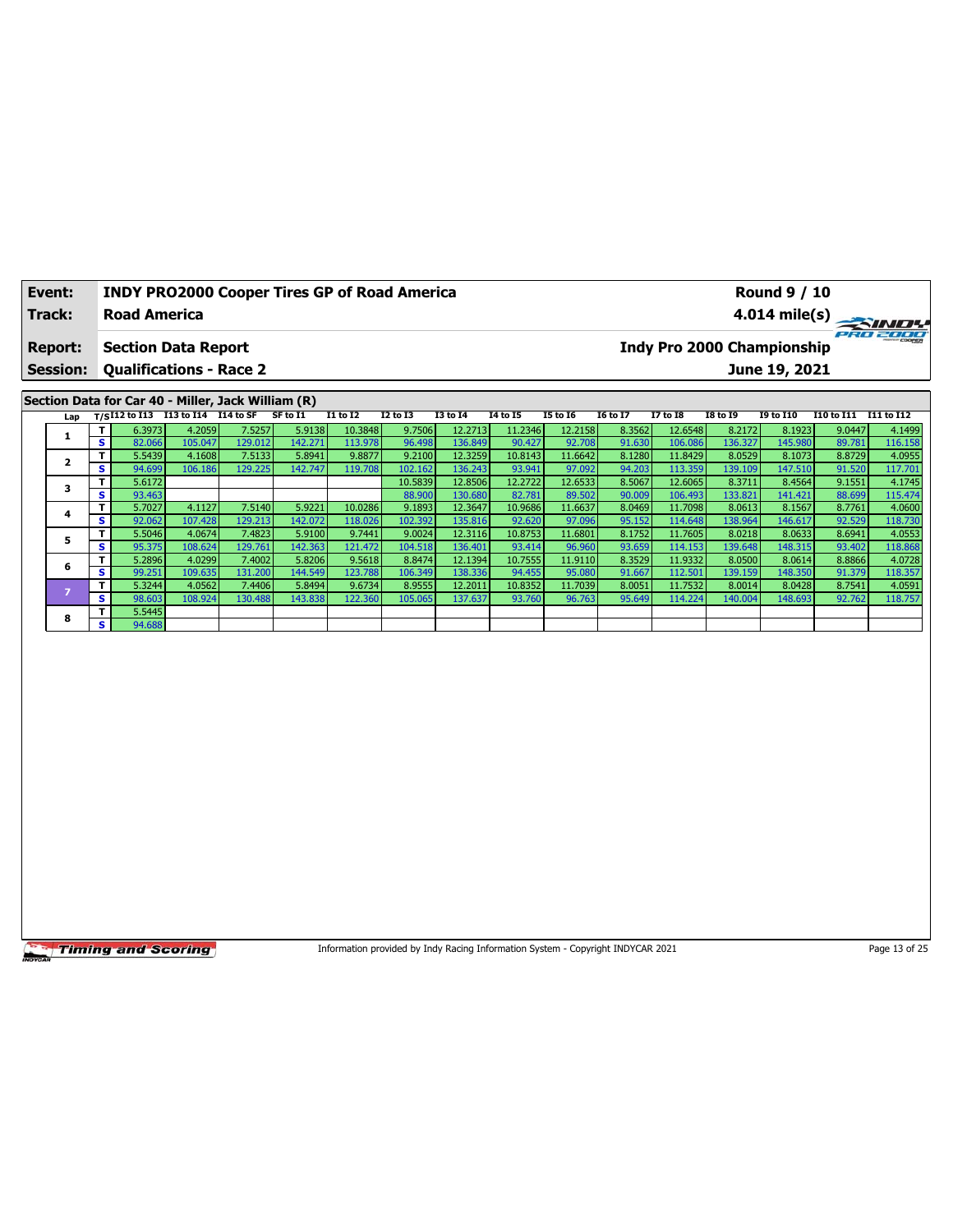| Event: | INDY PRO2000 Cooper Tires GP of Road America | Round 9 / 10 |
|---|---|---|
| Track: | Road America | 4.014 mile(s) |
| Report: | Section Data Report | Indy Pro 2000 Championship |
| Session: | Qualifications - Race 2 | June 19, 2021 |

## Section Data for Car 40 - Miller, Jack William (R)

| Lap | T/S | I12 to I13 | I13 to I14 | I14 to SF | SF to I1 | I1 to I2 | I2 to I3 | I3 to I4 | I4 to I5 | I5 to I6 | I6 to I7 | I7 to I8 | I8 to I9 | I9 to I10 | I10 to I11 | I11 to I12 |
|---|---|---|---|---|---|---|---|---|---|---|---|---|---|---|---|---|
| 1 | T | 6.3973 | 4.2059 | 7.5257 | 5.9138 | 10.3848 | 9.7506 | 12.2713 | 11.2346 | 12.2158 | 8.3562 | 12.6548 | 8.2172 | 8.1923 | 9.0447 | 4.1499 |
| | S | 82.066 | 105.047 | 129.012 | 142.271 | 113.978 | 96.498 | 136.849 | 90.427 | 92.708 | 91.630 | 106.086 | 136.327 | 145.980 | 89.781 | 116.158 |
| 2 | T | 5.5439 | 4.1608 | 7.5133 | 5.8941 | 9.8877 | 9.2100 | 12.3259 | 10.8143 | 11.6642 | 8.1280 | 11.8429 | 8.0529 | 8.1073 | 8.8729 | 4.0955 |
| | S | 94.699 | 106.186 | 129.225 | 142.747 | 119.708 | 102.162 | 136.243 | 93.941 | 97.092 | 94.203 | 113.359 | 139.109 | 147.510 | 91.520 | 117.701 |
| 3 | T | 5.6172 | | | | | 10.5839 | 12.8506 | 12.2722 | 12.6533 | 8.5067 | 12.6065 | 8.3711 | 8.4564 | 9.1551 | 4.1745 |
| | S | 93.463 | | | | | 88.900 | 130.680 | 82.781 | 89.502 | 90.009 | 106.493 | 133.821 | 141.421 | 88.699 | 115.474 |
| 4 | T | 5.7027 | 4.1127 | 7.5140 | 5.9221 | 10.0286 | 9.1893 | 12.3647 | 10.9686 | 11.6637 | 8.0469 | 11.7098 | 8.0613 | 8.1567 | 8.7761 | 4.0600 |
| | S | 92.062 | 107.428 | 129.213 | 142.072 | 118.026 | 102.392 | 135.816 | 92.620 | 97.096 | 95.152 | 114.648 | 138.964 | 146.617 | 92.529 | 118.730 |
| 5 | T | 5.5046 | 4.0674 | 7.4823 | 5.9100 | 9.7441 | 9.0024 | 12.3116 | 10.8753 | 11.6801 | 8.1752 | 11.7605 | 8.0218 | 8.0633 | 8.6941 | 4.0553 |
| | S | 95.375 | 108.624 | 129.761 | 142.363 | 121.472 | 104.518 | 136.401 | 93.414 | 96.960 | 93.659 | 114.153 | 139.648 | 148.315 | 93.402 | 118.868 |
| 6 | T | 5.2896 | 4.0299 | 7.4002 | 5.8206 | 9.5618 | 8.8474 | 12.1394 | 10.7555 | 11.9110 | 8.3529 | 11.9332 | 8.0500 | 8.0614 | 8.8866 | 4.0728 |
| | S | 99.251 | 109.635 | 131.200 | 144.549 | 123.788 | 106.349 | 138.336 | 94.455 | 95.080 | 91.667 | 112.501 | 139.159 | 148.350 | 91.379 | 118.357 |
| 7 | T | 5.3244 | 4.0562 | 7.4406 | 5.8494 | 9.6734 | 8.9555 | 12.2011 | 10.8352 | 11.7039 | 8.0051 | 11.7532 | 8.0014 | 8.0428 | 8.7541 | 4.0591 |
| | S | 98.603 | 108.924 | 130.488 | 143.838 | 122.360 | 105.065 | 137.637 | 93.760 | 96.763 | 95.649 | 114.224 | 140.004 | 148.693 | 92.762 | 118.757 |
| 8 | T | 5.5445 | | | | | | | | | | | | | | |
| | S | 94.688 | | | | | | | | | | | | | | |

Information provided by Indy Racing Information System - Copyright INDYCAR 2021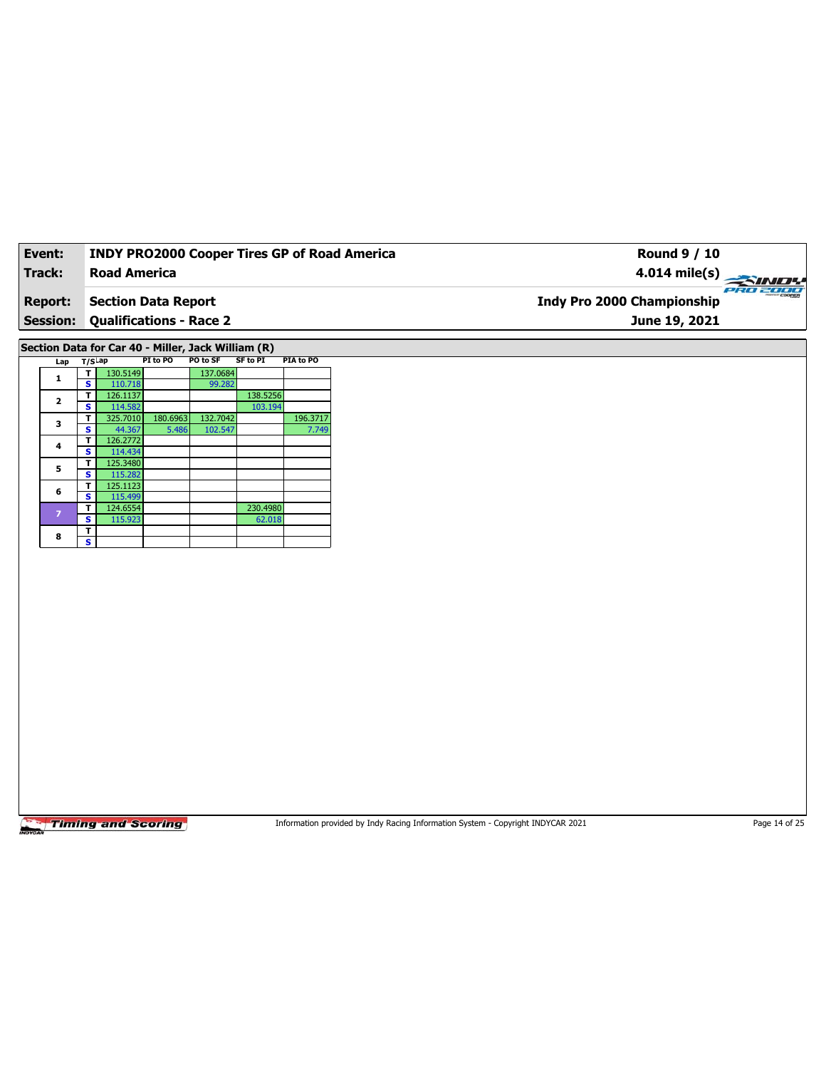| Event: | INDY PRO2000 Cooper Tires GP of Road America | Round 9 / 10 |
|---|---|---|
| Track: | Road America | 4.014 mile(s) |
| Report: | Section Data Report | Indy Pro 2000 Championship |
| Session: | Qualifications - Race 2 | June 19, 2021 |

## Section Data for Car 40 - Miller, Jack William (R)

| Lap | T/S | Lap | PI to PO | PO to SF | SF to PI | PIA to PO |
|---|---|---|---|---|---|---|
| 1 | T | 130.5149 | | 137.0684 | | |
| | S | 110.718 | | 99.282 | | |
| 2 | T | 126.1137 | | | 138.5256 | |
| | S | 114.582 | | | 103.194 | |
| 3 | T | 325.7010 | 180.6963 | 132.7042 | | 196.3717 |
| | S | 44.367 | 5.486 | 102.547 | | 7.749 |
| 4 | T | 126.2772 | | | | |
| | S | 114.434 | | | | |
| 5 | T | 125.3480 | | | | |
| | S | 115.282 | | | | |
| 6 | T | 125.1123 | | | | |
| | S | 115.499 | | | | |
| 7 | T | 124.6554 | | | 230.4980 | |
| | S | 115.923 | | | 62.018 | |
| 8 | T | | | | | |
| | S | | | | | |

Information provided by Indy Racing Information System - Copyright INDYCAR 2021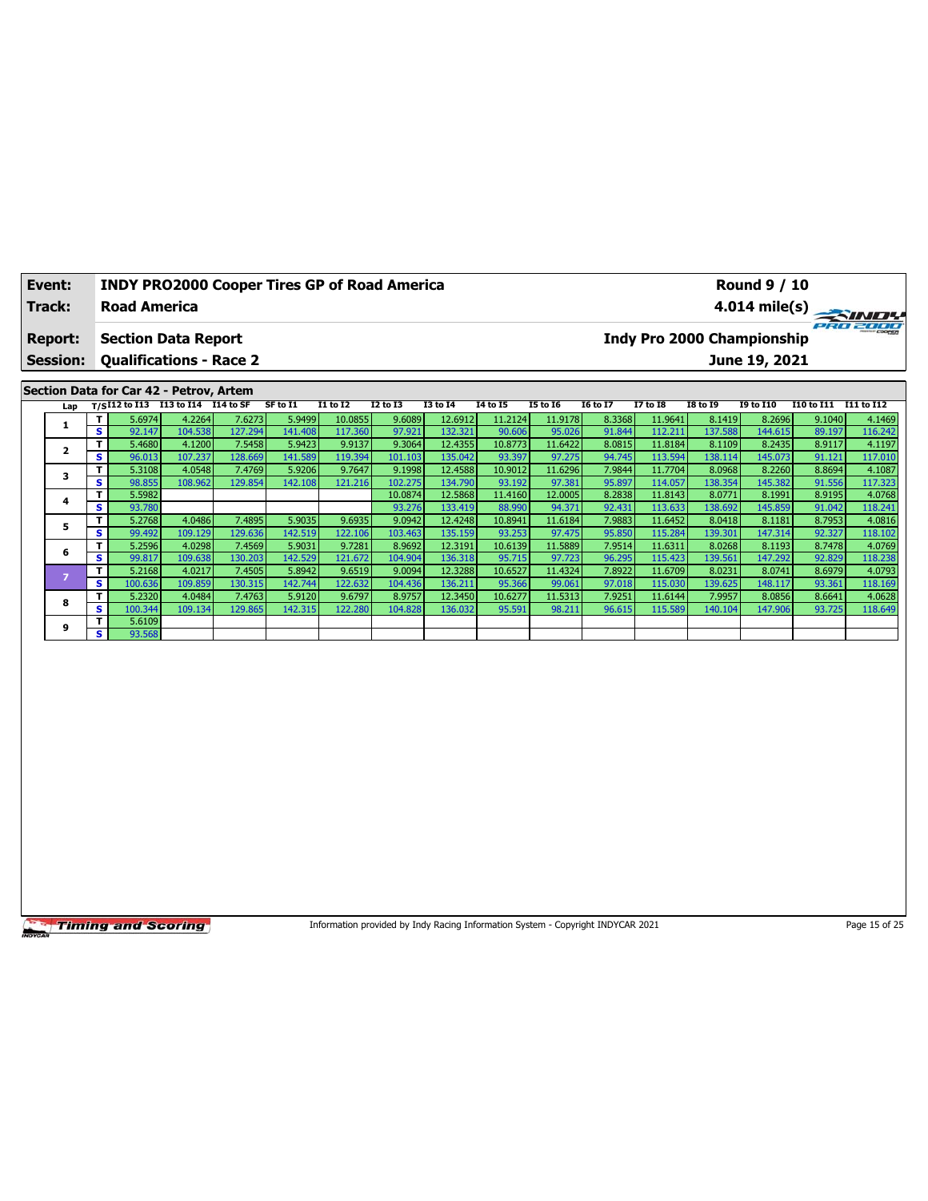| Event: | INDY PRO2000 Cooper Tires GP of Road America | Round 9 / 10 |
|---|---|---|
| Track: | Road America | 4.014 mile(s) |
| Report: | Section Data Report | Indy Pro 2000 Championship |
| Session: | Qualifications - Race 2 | June 19, 2021 |

## Section Data for Car 42 - Petrov, Artem

| Lap | T/S | I12 to I13 | I13 to I14 | I14 to SF | SF to I1 | I1 to I2 | I2 to I3 | I3 to I4 | I4 to I5 | I5 to I6 | I6 to I7 | I7 to I8 | I8 to I9 | I9 to I10 | I10 to I11 | I11 to I12 |
|---|---|---|---|---|---|---|---|---|---|---|---|---|---|---|---|---|
| 1 | T | 5.6974 | 4.2264 | 7.6273 | 5.9499 | 10.0855 | 9.6089 | 12.6912 | 11.2124 | 11.9178 | 8.3368 | 11.9641 | 8.1419 | 8.2696 | 9.1040 | 4.1469 |
| | S | 92.147 | 104.538 | 127.294 | 141.408 | 117.360 | 97.921 | 132.321 | 90.606 | 95.026 | 91.844 | 112.211 | 137.588 | 144.615 | 89.197 | 116.242 |
| 2 | T | 5.4680 | 4.1200 | 7.5458 | 5.9423 | 9.9137 | 9.3064 | 12.4355 | 10.8773 | 11.6422 | 8.0815 | 11.8184 | 8.1109 | 8.2435 | 8.9117 | 4.1197 |
| | S | 96.013 | 107.237 | 128.669 | 141.589 | 119.394 | 101.103 | 135.042 | 93.397 | 97.275 | 94.745 | 113.594 | 138.114 | 145.073 | 91.121 | 117.010 |
| 3 | T | 5.3108 | 4.0548 | 7.4769 | 5.9206 | 9.7647 | 9.1998 | 12.4588 | 10.9012 | 11.6296 | 7.9844 | 11.7704 | 8.0968 | 8.2260 | 8.8694 | 4.1087 |
| | S | 98.855 | 108.962 | 129.854 | 142.108 | 121.216 | 102.275 | 134.790 | 93.192 | 97.381 | 95.897 | 114.057 | 138.354 | 145.382 | 91.556 | 117.323 |
| 4 | T | 5.5982 | | | | | 10.0874 | 12.5868 | 11.4160 | 12.0005 | 8.2838 | 11.8143 | 8.0771 | 8.1991 | 8.9195 | 4.0768 |
| | S | 93.780 | | | | | 93.276 | 133.419 | 88.990 | 94.371 | 92.431 | 113.633 | 138.692 | 145.859 | 91.042 | 118.241 |
| 5 | T | 5.2768 | 4.0486 | 7.4895 | 5.9035 | 9.6935 | 9.0942 | 12.4248 | 10.8941 | 11.6184 | 7.9883 | 11.6452 | 8.0418 | 8.1181 | 8.7953 | 4.0816 |
| | S | 99.492 | 109.129 | 129.636 | 142.519 | 122.106 | 103.463 | 135.159 | 93.253 | 97.475 | 95.850 | 115.284 | 139.301 | 147.314 | 92.327 | 118.102 |
| 6 | T | 5.2596 | 4.0298 | 7.4569 | 5.9031 | 9.7281 | 8.9692 | 12.3191 | 10.6139 | 11.5889 | 7.9514 | 11.6311 | 8.0268 | 8.1193 | 8.7478 | 4.0769 |
| | S | 99.817 | 109.638 | 130.203 | 142.529 | 121.672 | 104.904 | 136.318 | 95.715 | 97.723 | 96.295 | 115.423 | 139.561 | 147.292 | 92.829 | 118.238 |
| 7 | T | 5.2168 | 4.0217 | 7.4505 | 5.8942 | 9.6519 | 9.0094 | 12.3288 | 10.6527 | 11.4324 | 7.8922 | 11.6709 | 8.0231 | 8.0741 | 8.6979 | 4.0793 |
| | S | 100.636 | 109.859 | 130.315 | 142.744 | 122.632 | 104.436 | 136.211 | 95.366 | 99.061 | 97.018 | 115.030 | 139.625 | 148.117 | 93.361 | 118.169 |
| 8 | T | 5.2320 | 4.0484 | 7.4763 | 5.9120 | 9.6797 | 8.9757 | 12.3450 | 10.6277 | 11.5313 | 7.9251 | 11.6144 | 7.9957 | 8.0856 | 8.6641 | 4.0628 |
| | S | 100.344 | 109.134 | 129.865 | 142.315 | 122.280 | 104.828 | 136.032 | 95.591 | 98.211 | 96.615 | 115.589 | 140.104 | 147.906 | 93.725 | 118.649 |
| 9 | T | 5.6109 | | | | | | | | | | | | | | |
| | S | 93.568 | | | | | | | | | | | | | | |

Information provided by Indy Racing Information System - Copyright INDYCAR 2021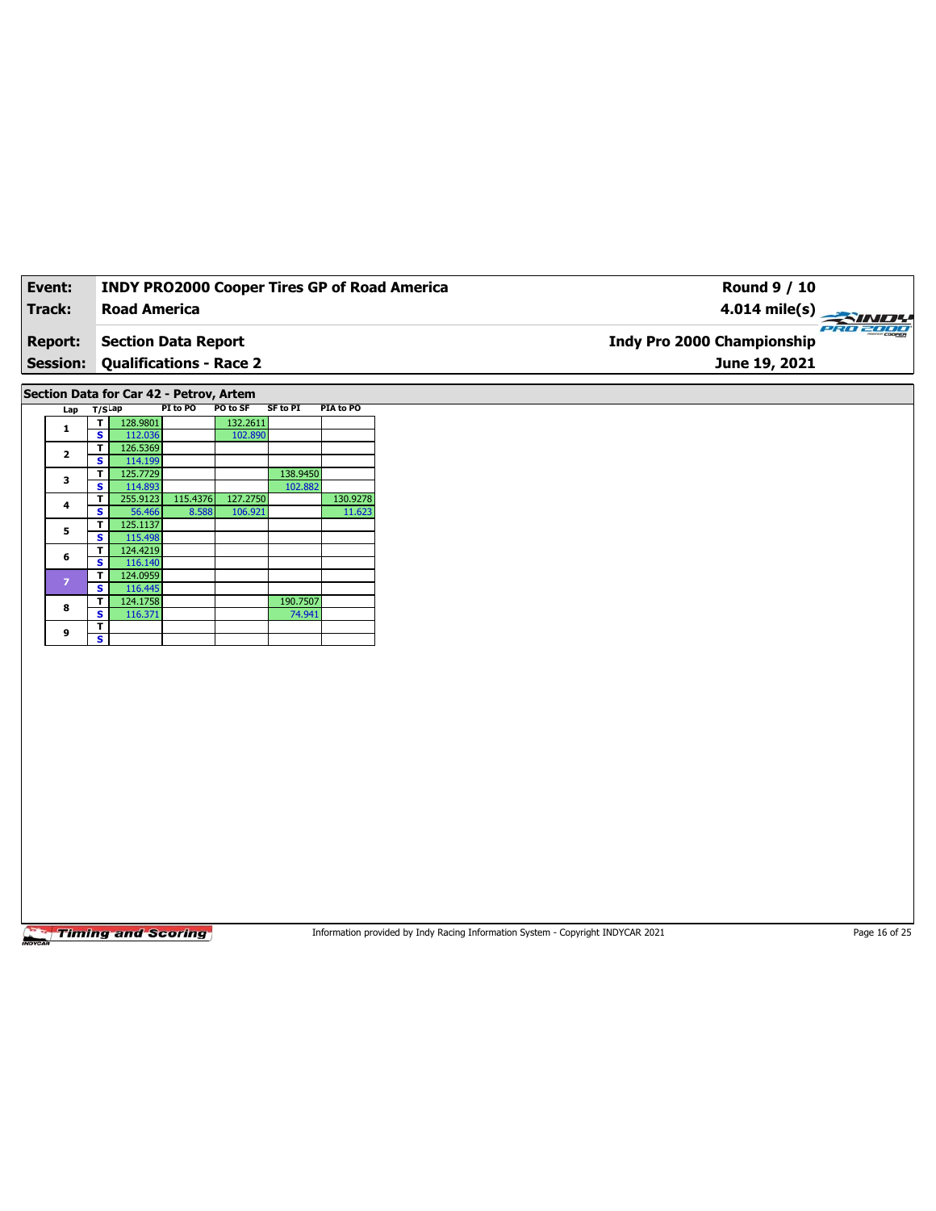| **Event:** | **INDY PRO2000 Cooper Tires GP of Road America** | **Round 9 / 10** |
|---|---|---|
| **Track:** | **Road America** | **4.014 mile(s)** |
| **Report:** | **Section Data Report** | **Indy Pro 2000 Championship** |
| **Session:** | **Qualifications - Race 2** | **June 19, 2021** |

## Section Data for Car 42 - Petrov, Artem

| Lap | T/S | Lap | PI to PO | PO to SF | SF to PI | PIA to PO |
|---|---|---|---|---|---|---|
| 1 | T | 128.9801 | | 132.2611 | | |
| | S | 112.036 | | 102.890 | | |
| 2 | T | 126.5369 | | | | |
| | S | 114.199 | | | | |
| 3 | T | 125.7729 | | | 138.9450 | |
| | S | 114.893 | | | 102.882 | |
| 4 | T | 255.9123 | 115.4376 | 127.2750 | | 130.9278 |
| | S | 56.466 | 8.588 | 106.921 | | 11.623 |
| 5 | T | 125.1137 | | | | |
| | S | 115.498 | | | | |
| 6 | T | 124.4219 | | | | |
| | S | 116.140 | | | | |
| 7 | T | 124.0959 | | | | |
| | S | 116.445 | | | | |
| 8 | T | 124.1758 | | | 190.7507 | |
| | S | 116.371 | | | 74.941 | |
| 9 | T | | | | | |
| | S | | | | | |

Timing and Scoring

Information provided by Indy Racing Information System - Copyright INDYCAR 2021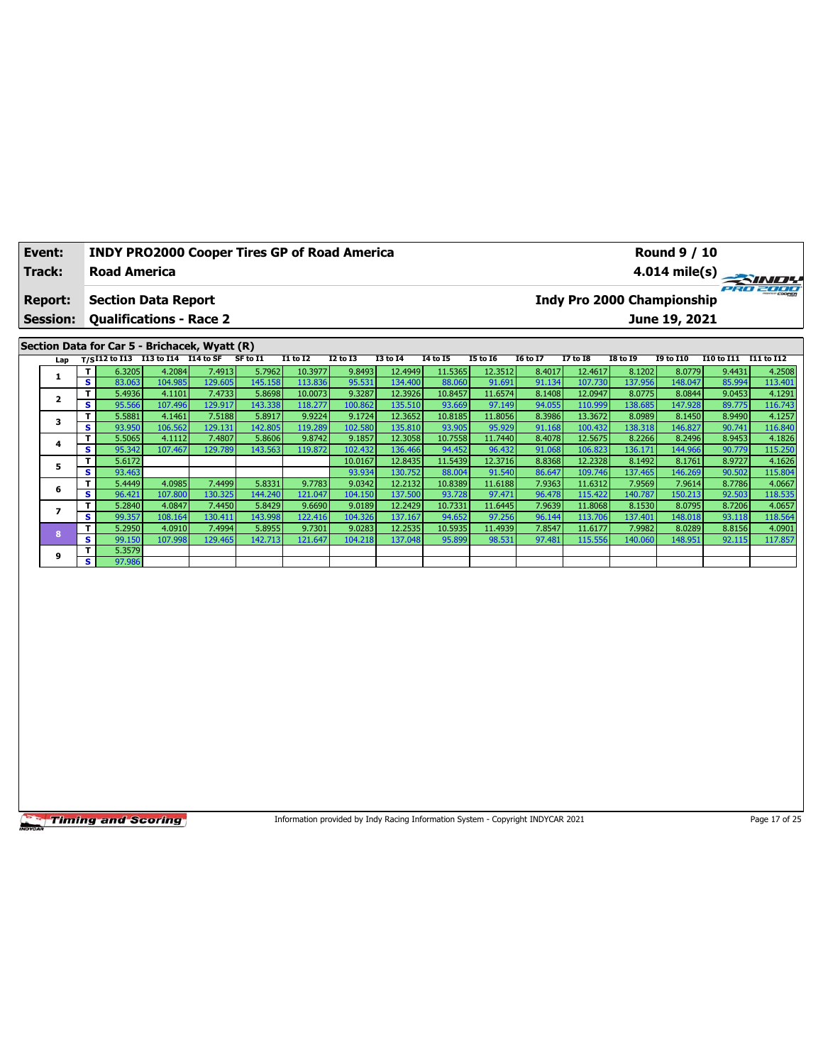| Event: | INDY PRO2000 Cooper Tires GP of Road America | Round 9 / 10 |
|---|---|---|
| Track: | Road America | 4.014 mile(s) |
| Report: | Section Data Report | Indy Pro 2000 Championship |
| Session: | Qualifications - Race 2 | June 19, 2021 |

## Section Data for Car 5 - Brichacek, Wyatt (R)

| Lap | T/S | I12 to I13 | I13 to I14 | I14 to SF | SF to I1 | I1 to I2 | I2 to I3 | I3 to I4 | I4 to I5 | I5 to I6 | I6 to I7 | I7 to I8 | I8 to I9 | I9 to I10 | I10 to I11 | I11 to I12 |
|---|---|---|---|---|---|---|---|---|---|---|---|---|---|---|---|---|
| 1 | T | 6.3205 | 4.2084 | 7.4913 | 5.7962 | 10.3977 | 9.8493 | 12.4949 | 11.5365 | 12.3512 | 8.4017 | 12.4617 | 8.1202 | 8.0779 | 9.4431 | 4.2508 |
| | S | 83.063 | 104.985 | 129.605 | 145.158 | 113.836 | 95.531 | 134.400 | 88.060 | 91.691 | 91.134 | 107.730 | 137.956 | 148.047 | 85.994 | 113.401 |
| 2 | T | 5.4936 | 4.1101 | 7.4733 | 5.8698 | 10.0073 | 9.3287 | 12.3926 | 10.8457 | 11.6574 | 8.1408 | 12.0947 | 8.0775 | 8.0844 | 9.0453 | 4.1291 |
| | S | 95.566 | 107.496 | 129.917 | 143.338 | 118.277 | 100.862 | 135.510 | 93.669 | 97.149 | 94.055 | 110.999 | 138.685 | 147.928 | 89.775 | 116.743 |
| 3 | T | 5.5881 | 4.1461 | 7.5188 | 5.8917 | 9.9224 | 9.1724 | 12.3652 | 10.8185 | 11.8056 | 8.3986 | 13.3672 | 8.0989 | 8.1450 | 8.9490 | 4.1257 |
| | S | 93.950 | 106.562 | 129.131 | 142.805 | 119.289 | 102.580 | 135.810 | 93.905 | 95.929 | 91.168 | 100.432 | 138.318 | 146.827 | 90.741 | 116.840 |
| 4 | T | 5.5065 | 4.1112 | 7.4807 | 5.8606 | 9.8742 | 9.1857 | 12.3058 | 10.7558 | 11.7440 | 8.4078 | 12.5675 | 8.2266 | 8.2496 | 8.9453 | 4.1826 |
| | S | 95.342 | 107.467 | 129.789 | 143.563 | 119.872 | 102.432 | 136.466 | 94.452 | 96.432 | 91.068 | 106.823 | 136.171 | 144.966 | 90.779 | 115.250 |
| 5 | T | 5.6172 | | | | | 10.0167 | 12.8435 | 11.5439 | 12.3716 | 8.8368 | 12.2328 | 8.1492 | 8.1761 | 8.9727 | 4.1626 |
| | S | 93.463 | | | | | 93.934 | 130.752 | 88.004 | 91.540 | 86.647 | 109.746 | 137.465 | 146.269 | 90.502 | 115.804 |
| 6 | T | 5.4449 | 4.0985 | 7.4499 | 5.8331 | 9.7783 | 9.0342 | 12.2132 | 10.8389 | 11.6188 | 7.9363 | 11.6312 | 7.9569 | 7.9614 | 8.7786 | 4.0667 |
| | S | 96.421 | 107.800 | 130.325 | 144.240 | 121.047 | 104.150 | 137.500 | 93.728 | 97.471 | 96.478 | 115.422 | 140.787 | 150.213 | 92.503 | 118.535 |
| 7 | T | 5.2840 | 4.0847 | 7.4450 | 5.8429 | 9.6690 | 9.0189 | 12.2429 | 10.7331 | 11.6445 | 7.9639 | 11.8068 | 8.1530 | 8.0795 | 8.7206 | 4.0657 |
| | S | 99.357 | 108.164 | 130.411 | 143.998 | 122.416 | 104.326 | 137.167 | 94.652 | 97.256 | 96.144 | 113.706 | 137.401 | 148.018 | 93.118 | 118.564 |
| 8 | T | 5.2950 | 4.0910 | 7.4994 | 5.8955 | 9.7301 | 9.0283 | 12.2535 | 10.5935 | 11.4939 | 7.8547 | 11.6177 | 7.9982 | 8.0289 | 8.8156 | 4.0901 |
| | S | 99.150 | 107.998 | 129.465 | 142.713 | 121.647 | 104.218 | 137.048 | 95.899 | 98.531 | 97.481 | 115.556 | 140.060 | 148.951 | 92.115 | 117.857 |
| 9 | T | 5.3579 | | | | | | | | | | | | | | |
| | S | 97.986 | | | | | | | | | | | | | | |

Information provided by Indy Racing Information System - Copyright INDYCAR 2021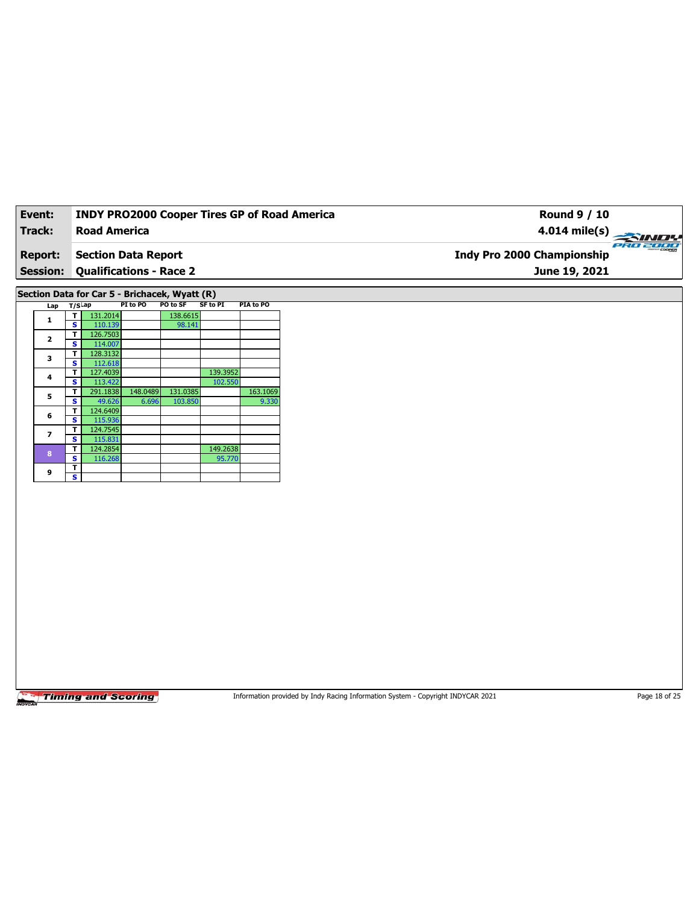| **Event:** | **INDY PRO2000 Cooper Tires GP of Road America** | **Round 9 / 10** |
|---|---|---|
| **Track:** | **Road America** | **4.014 mile(s)** |
| **Report:** | **Section Data Report** | **Indy Pro 2000 Championship** |
| **Session:** | **Qualifications - Race 2** | **June 19, 2021** |

**Section Data for Car 5 - Brichacek, Wyatt (R)**

| Lap | T/S | Lap | PI to PO | PO to SF | SF to PI | PIA to PO |
|---|---|---|---|---|---|---|
| 1 | T | 131.2014 | | 138.6615 | | |
| | S | 110.139 | | 98.141 | | |
| 2 | T | 126.7503 | | | | |
| | S | 114.007 | | | | |
| 3 | T | 128.3132 | | | | |
| | S | 112.618 | | | | |
| 4 | T | 127.4039 | | | 139.3952 | |
| | S | 113.422 | | | 102.550 | |
| 5 | T | 291.1838 | 148.0489 | 131.0385 | | 163.1069 |
| | S | 49.626 | 6.696 | 103.850 | | 9.330 |
| 6 | T | 124.6409 | | | | |
| | S | 115.936 | | | | |
| 7 | T | 124.7545 | | | | |
| | S | 115.831 | | | | |
| 8 | T | 124.2854 | | | 149.2638 | |
| | S | 116.268 | | | 95.770 | |
| 9 | T | | | | | |
| | S | | | | | |

Information provided by Indy Racing Information System - Copyright INDYCAR 2021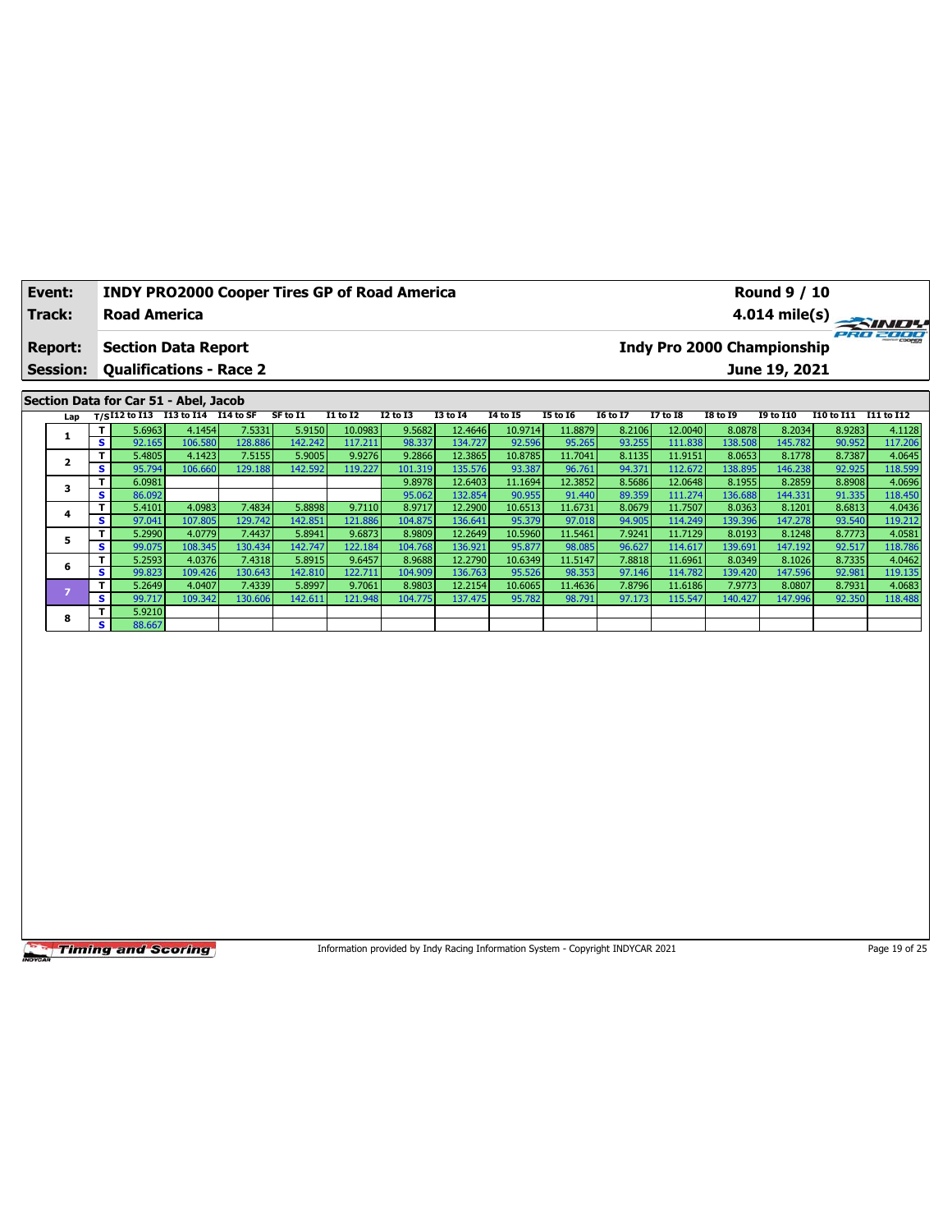| Event: | INDY PRO2000 Cooper Tires GP of Road America | Round 9 / 10 |
|---|---|---|
| Track: | Road America | 4.014 mile(s) |
| Report: | Section Data Report | Indy Pro 2000 Championship |
| Session: | Qualifications - Race 2 | June 19, 2021 |

## Section Data for Car 51 - Abel, Jacob

| Lap | T/S | I12 to I13 | I13 to I14 | I14 to SF | SF to I1 | I1 to I2 | I2 to I3 | I3 to I4 | I4 to I5 | I5 to I6 | I6 to I7 | I7 to I8 | I8 to I9 | I9 to I10 | I10 to I11 | I11 to I12 |
|---|---|---|---|---|---|---|---|---|---|---|---|---|---|---|---|---|
| 1 | T | 5.6963 | 4.1454 | 7.5331 | 5.9150 | 10.0983 | 9.5682 | 12.4646 | 10.9714 | 11.8879 | 8.2106 | 12.0040 | 8.0878 | 8.2034 | 8.9283 | 4.1128 |
| | S | 92.165 | 106.580 | 128.886 | 142.242 | 117.211 | 98.337 | 134.727 | 92.596 | 95.265 | 93.255 | 111.838 | 138.508 | 145.782 | 90.952 | 117.206 |
| 2 | T | 5.4805 | 4.1423 | 7.5155 | 5.9005 | 9.9276 | 9.2866 | 12.3865 | 10.8785 | 11.7041 | 8.1135 | 11.9151 | 8.0653 | 8.1778 | 8.7387 | 4.0645 |
| | S | 95.794 | 106.660 | 129.188 | 142.592 | 119.227 | 101.319 | 135.576 | 93.387 | 96.761 | 94.371 | 112.672 | 138.895 | 146.238 | 92.925 | 118.599 |
| 3 | T | 6.0981 | | | | | 9.8978 | 12.6403 | 11.1694 | 12.3852 | 8.5686 | 12.0648 | 8.1955 | 8.2859 | 8.8908 | 4.0696 |
| | S | 86.092 | | | | | 95.062 | 132.854 | 90.955 | 91.440 | 89.359 | 111.274 | 136.688 | 144.331 | 91.335 | 118.450 |
| 4 | T | 5.4101 | 4.0983 | 7.4834 | 5.8898 | 9.7110 | 8.9717 | 12.2900 | 10.6513 | 11.6731 | 8.0679 | 11.7507 | 8.0363 | 8.1201 | 8.6813 | 4.0436 |
| | S | 97.041 | 107.805 | 129.742 | 142.851 | 121.886 | 104.875 | 136.641 | 95.379 | 97.018 | 94.905 | 114.249 | 139.396 | 147.278 | 93.540 | 119.212 |
| 5 | T | 5.2990 | 4.0779 | 7.4437 | 5.8941 | 9.6873 | 8.9809 | 12.2649 | 10.5960 | 11.5461 | 7.9241 | 11.7129 | 8.0193 | 8.1248 | 8.7773 | 4.0581 |
| | S | 99.075 | 108.345 | 130.434 | 142.747 | 122.184 | 104.768 | 136.921 | 95.877 | 98.085 | 96.627 | 114.617 | 139.691 | 147.192 | 92.517 | 118.786 |
| 6 | T | 5.2593 | 4.0376 | 7.4318 | 5.8915 | 9.6457 | 8.9688 | 12.2790 | 10.6349 | 11.5147 | 7.8818 | 11.6961 | 8.0349 | 8.1026 | 8.7335 | 4.0462 |
| | S | 99.823 | 109.426 | 130.643 | 142.810 | 122.711 | 104.909 | 136.763 | 95.526 | 98.353 | 97.146 | 114.782 | 139.420 | 147.596 | 92.981 | 119.135 |
| 7 | T | 5.2649 | 4.0407 | 7.4339 | 5.8997 | 9.7061 | 8.9803 | 12.2154 | 10.6065 | 11.4636 | 7.8796 | 11.6186 | 7.9773 | 8.0807 | 8.7931 | 4.0683 |
| | S | 99.717 | 109.342 | 130.606 | 142.611 | 121.948 | 104.775 | 137.475 | 95.782 | 98.791 | 97.173 | 115.547 | 140.427 | 147.996 | 92.350 | 118.488 |
| 8 | T | 5.9210 | | | | | | | | | | | | | | |
| | S | 88.667 | | | | | | | | | | | | | | |

Information provided by Indy Racing Information System - Copyright INDYCAR 2021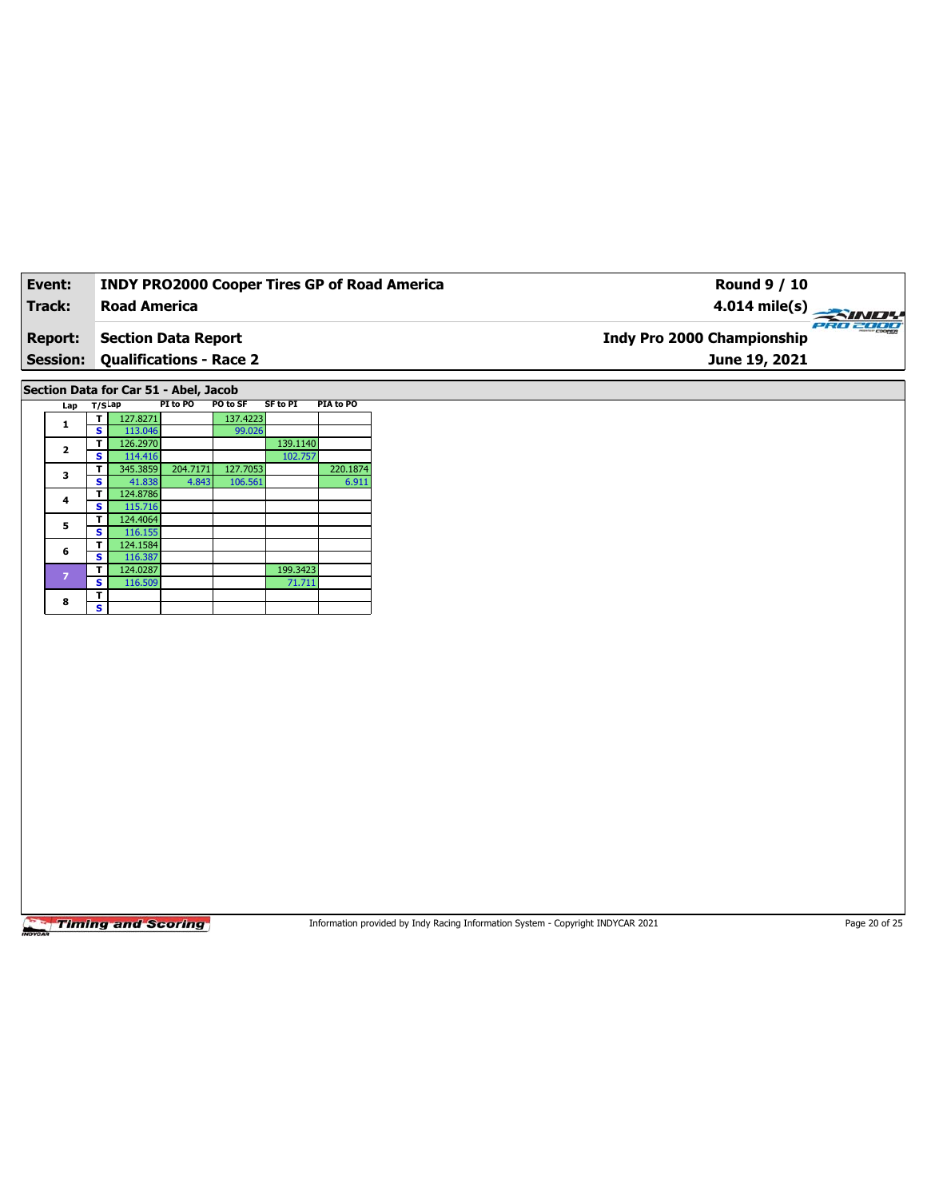| **Event:** | **INDY PRO2000 Cooper Tires GP of Road America** | **Round 9 / 10** |
|---|---|---|
| **Track:** | **Road America** | **4.014 mile(s)** |
| **Report:** | **Section Data Report** | **Indy Pro 2000 Championship** |
| **Session:** | **Qualifications - Race 2** | **June 19, 2021** |

## Section Data for Car 51 - Abel, Jacob

| Lap | T/S | Lap | PI to PO | PO to SF | SF to PI | PIA to PO |
|---|---|---|---|---|---|---|
| 1 | T | 127.8271 | | 137.4223 | | |
| | S | 113.046 | | 99.026 | | |
| 2 | T | 126.2970 | | | 139.1140 | |
| | S | 114.416 | | | 102.757 | |
| 3 | T | 345.3859 | 204.7171 | 127.7053 | | 220.1874 |
| | S | 41.838 | 4.843 | 106.561 | | 6.911 |
| 4 | T | 124.8786 | | | | |
| | S | 115.716 | | | | |
| 5 | T | 124.4064 | | | | |
| | S | 116.155 | | | | |
| 6 | T | 124.1584 | | | | |
| | S | 116.387 | | | | |
| 7 | T | 124.0287 | | | 199.3423 | |
| | S | 116.509 | | | 71.711 | |
| 8 | T | | | | | |
| | S | | | | | |

Information provided by Indy Racing Information System - Copyright INDYCAR 2021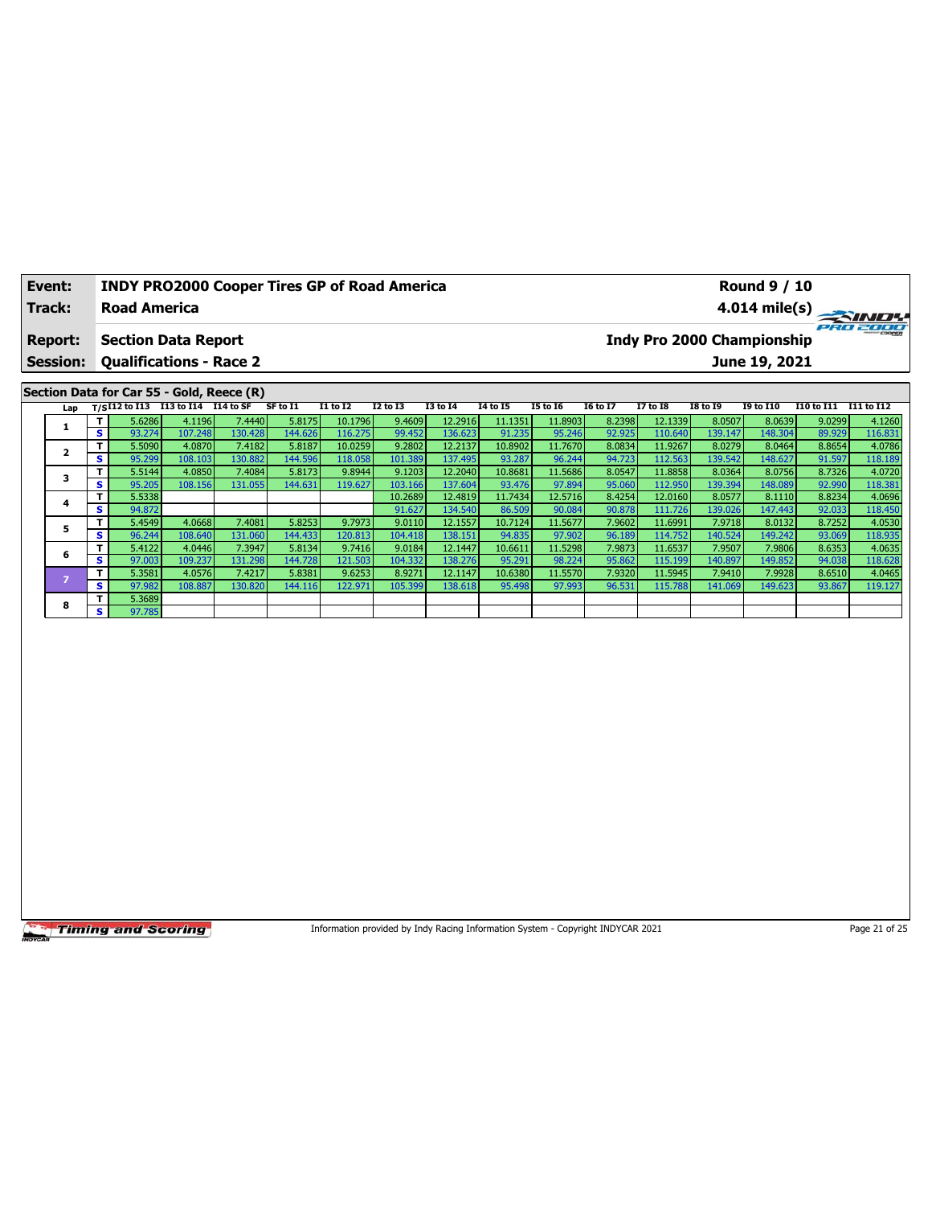| Event: | INDY PRO2000 Cooper Tires GP of Road America | Round 9 / 10 |
|---|---|---|
| Track: | Road America | 4.014 mile(s) |
| Report: | Section Data Report | Indy Pro 2000 Championship |
| Session: | Qualifications - Race 2 | June 19, 2021 |

## Section Data for Car 55 - Gold, Reece (R)

| Lap | T/S | I12 to I13 | I13 to I14 | I14 to SF | SF to I1 | I1 to I2 | I2 to I3 | I3 to I4 | I4 to I5 | I5 to I6 | I6 to I7 | I7 to I8 | I8 to I9 | I9 to I10 | I10 to I11 | I11 to I12 |
|---|---|---|---|---|---|---|---|---|---|---|---|---|---|---|---|---|
| 1 | T | 5.6286 | 4.1196 | 7.4440 | 5.8175 | 10.1796 | 9.4609 | 12.2916 | 11.1351 | 11.8903 | 8.2398 | 12.1339 | 8.0507 | 8.0639 | 9.0299 | 4.1260 |
| | S | 93.274 | 107.248 | 130.428 | 144.626 | 116.275 | 99.452 | 136.623 | 91.235 | 95.246 | 92.925 | 110.640 | 139.147 | 148.304 | 89.929 | 116.831 |
| 2 | T | 5.5090 | 4.0870 | 7.4182 | 5.8187 | 10.0259 | 9.2802 | 12.2137 | 10.8902 | 11.7670 | 8.0834 | 11.9267 | 8.0279 | 8.0464 | 8.8654 | 4.0786 |
| | S | 95.299 | 108.103 | 130.882 | 144.596 | 118.058 | 101.389 | 137.495 | 93.287 | 96.244 | 94.723 | 112.563 | 139.542 | 148.627 | 91.597 | 118.189 |
| 3 | T | 5.5144 | 4.0850 | 7.4084 | 5.8173 | 9.8944 | 9.1203 | 12.2040 | 10.8681 | 11.5686 | 8.0547 | 11.8858 | 8.0364 | 8.0756 | 8.7326 | 4.0720 |
| | S | 95.205 | 108.156 | 131.055 | 144.631 | 119.627 | 103.166 | 137.604 | 93.476 | 97.894 | 95.060 | 112.950 | 139.394 | 148.089 | 92.990 | 118.381 |
| 4 | T | 5.5338 | | | | | 10.2689 | 12.4819 | 11.7434 | 12.5716 | 8.4254 | 12.0160 | 8.0577 | 8.1110 | 8.8234 | 4.0696 |
| | S | 94.872 | | | | | 91.627 | 134.540 | 86.509 | 90.084 | 90.878 | 111.726 | 139.026 | 147.443 | 92.033 | 118.450 |
| 5 | T | 5.4549 | 4.0668 | 7.4081 | 5.8253 | 9.7973 | 9.0110 | 12.1557 | 10.7124 | 11.5677 | 7.9602 | 11.6991 | 7.9718 | 8.0132 | 8.7252 | 4.0530 |
| | S | 96.244 | 108.640 | 131.060 | 144.433 | 120.813 | 104.418 | 138.151 | 94.835 | 97.902 | 96.189 | 114.752 | 140.524 | 149.242 | 93.069 | 118.935 |
| 6 | T | 5.4122 | 4.0446 | 7.3947 | 5.8134 | 9.7416 | 9.0184 | 12.1447 | 10.6611 | 11.5298 | 7.9873 | 11.6537 | 7.9507 | 7.9806 | 8.6353 | 4.0635 |
| | S | 97.003 | 109.237 | 131.298 | 144.728 | 121.503 | 104.332 | 138.276 | 95.291 | 98.224 | 95.862 | 115.199 | 140.897 | 149.852 | 94.038 | 118.628 |
| 7 | T | 5.3581 | 4.0576 | 7.4217 | 5.8381 | 9.6253 | 8.9271 | 12.1147 | 10.6380 | 11.5570 | 7.9320 | 11.5945 | 7.9410 | 7.9928 | 8.6510 | 4.0465 |
| | S | 97.982 | 108.887 | 130.820 | 144.116 | 122.971 | 105.399 | 138.618 | 95.498 | 97.993 | 96.531 | 115.788 | 141.069 | 149.623 | 93.867 | 119.127 |
| 8 | T | 5.3689 | | | | | | | | | | | | | | |
| | S | 97.785 | | | | | | | | | | | | | | |

Timing and Scoring

Information provided by Indy Racing Information System - Copyright INDYCAR 2021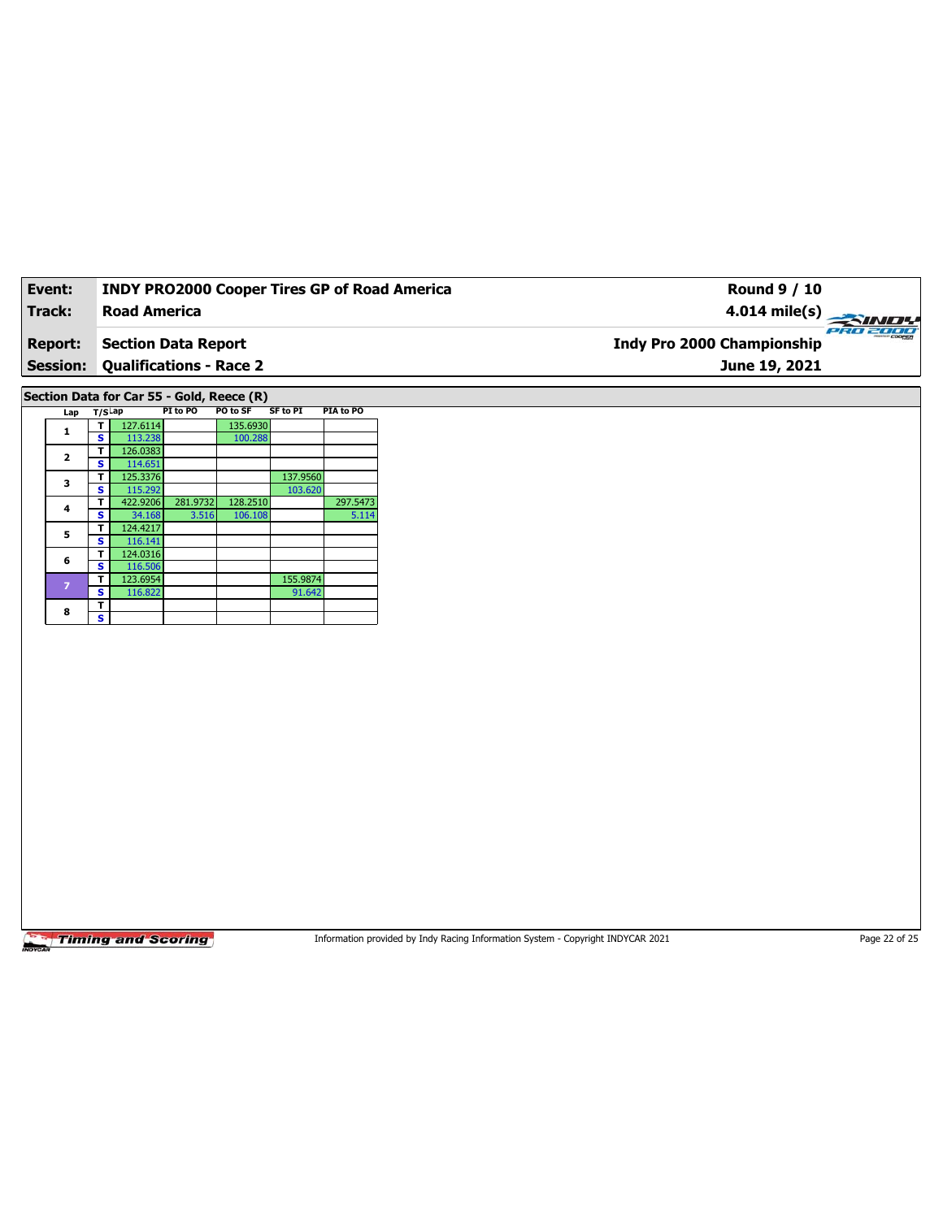| Event: | INDY PRO2000 Cooper Tires GP of Road America | Round 9 / 10 |
|---|---|---|
| Track: | Road America | 4.014 mile(s) |
| Report: | Section Data Report | Indy Pro 2000 Championship |
| Session: | Qualifications - Race 2 | June 19, 2021 |

## Section Data for Car 55 - Gold, Reece (R)

| Lap | T/S | Lap | PI to PO | PO to SF | SF to PI | PIA to PO |
|---|---|---|---|---|---|---|
| 1 | T | 127.6114 | | 135.6930 | | |
| | S | 113.238 | | 100.288 | | |
| 2 | T | 126.0383 | | | | |
| | S | 114.651 | | | | |
| 3 | T | 125.3376 | | | 137.9560 | |
| | S | 115.292 | | | 103.620 | |
| 4 | T | 422.9206 | 281.9732 | 128.2510 | | 297.5473 |
| | S | 34.168 | 3.516 | 106.108 | | 5.114 |
| 5 | T | 124.4217 | | | | |
| | S | 116.141 | | | | |
| 6 | T | 124.0316 | | | | |
| | S | 116.506 | | | | |
| 7 | T | 123.6954 | | | 155.9874 | |
| | S | 116.822 | | | 91.642 | |
| 8 | T | | | | | |
| | S | | | | | |

Information provided by Indy Racing Information System - Copyright INDYCAR 2021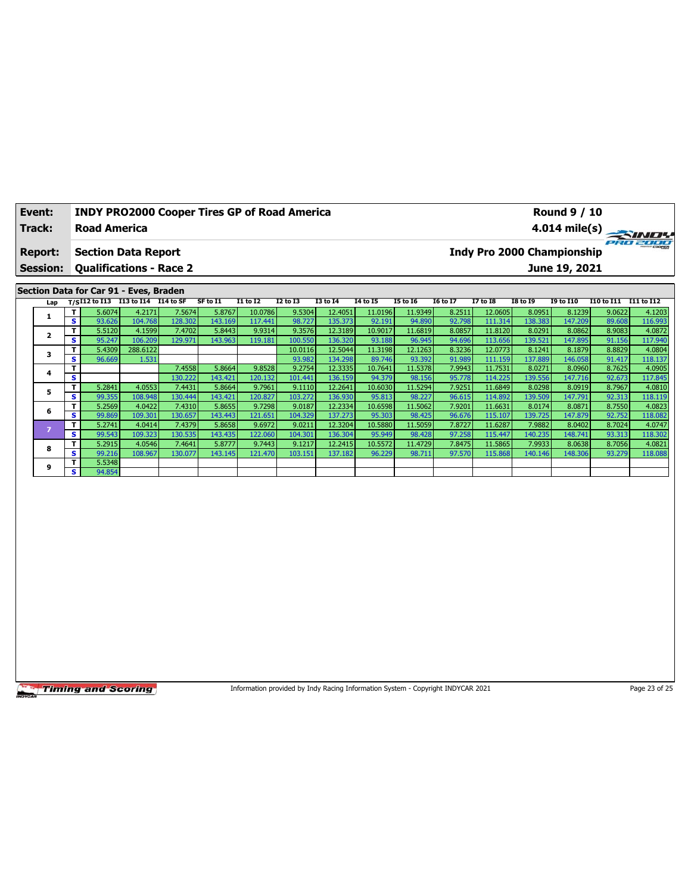| Event: | INDY PRO2000 Cooper Tires GP of Road America | Round 9 / 10 |
|---|---|---|
| Track: | Road America | 4.014 mile(s) |
| Report: | Section Data Report | Indy Pro 2000 Championship |
| Session: | Qualifications - Race 2 | June 19, 2021 |

## Section Data for Car 91 - Eves, Braden

| Lap | T/S | I12 to I13 | I13 to I14 | I14 to SF | SF to I1 | I1 to I2 | I2 to I3 | I3 to I4 | I4 to I5 | I5 to I6 | I6 to I7 | I7 to I8 | I8 to I9 | I9 to I10 | I10 to I11 | I11 to I12 |
|---|---|---|---|---|---|---|---|---|---|---|---|---|---|---|---|---|
| 1 | T | 5.6074 | 4.2171 | 7.5674 | 5.8767 | 10.0786 | 9.5304 | 12.4051 | 11.0196 | 11.9349 | 8.2511 | 12.0605 | 8.0951 | 8.1239 | 9.0622 | 4.1203 |
| | S | 93.626 | 104.768 | 128.302 | 143.169 | 117.441 | 98.727 | 135.373 | 92.191 | 94.890 | 92.798 | 111.314 | 138.383 | 147.209 | 89.608 | 116.993 |
| 2 | T | 5.5120 | 4.1599 | 7.4702 | 5.8443 | 9.9314 | 9.3576 | 12.3189 | 10.9017 | 11.6819 | 8.0857 | 11.8120 | 8.0291 | 8.0862 | 8.9083 | 4.0872 |
| | S | 95.247 | 106.209 | 129.971 | 143.963 | 119.181 | 100.550 | 136.320 | 93.188 | 96.945 | 94.696 | 113.656 | 139.521 | 147.895 | 91.156 | 117.940 |
| 3 | T | 5.4309 | 288.6122 | | | | 10.0116 | 12.5044 | 11.3198 | 12.1263 | 8.3236 | 12.0773 | 8.1241 | 8.1879 | 8.8829 | 4.0804 |
| | S | 96.669 | 1.531 | | | | 93.982 | 134.298 | 89.746 | 93.392 | 91.989 | 111.159 | 137.889 | 146.058 | 91.417 | 118.137 |
| 4 | T | | | 7.4558 | 5.8664 | 9.8528 | 9.2754 | 12.3335 | 10.7641 | 11.5378 | 7.9943 | 11.7531 | 8.0271 | 8.0960 | 8.7625 | 4.0905 |
| | S | | | 130.222 | 143.421 | 120.132 | 101.441 | 136.159 | 94.379 | 98.156 | 95.778 | 114.225 | 139.556 | 147.716 | 92.673 | 117.845 |
| 5 | T | 5.2841 | 4.0553 | 7.4431 | 5.8664 | 9.7961 | 9.1110 | 12.2641 | 10.6030 | 11.5294 | 7.9251 | 11.6849 | 8.0298 | 8.0919 | 8.7967 | 4.0810 |
| | S | 99.355 | 108.948 | 130.444 | 143.421 | 120.827 | 103.272 | 136.930 | 95.813 | 98.227 | 96.615 | 114.892 | 139.509 | 147.791 | 92.313 | 118.119 |
| 6 | T | 5.2569 | 4.0422 | 7.4310 | 5.8655 | 9.7298 | 9.0187 | 12.2334 | 10.6598 | 11.5062 | 7.9201 | 11.6631 | 8.0174 | 8.0871 | 8.7550 | 4.0823 |
| | S | 99.869 | 109.301 | 130.657 | 143.443 | 121.651 | 104.329 | 137.273 | 95.303 | 98.425 | 96.676 | 115.107 | 139.725 | 147.879 | 92.752 | 118.082 |
| 7 | T | 5.2741 | 4.0414 | 7.4379 | 5.8658 | 9.6972 | 9.0211 | 12.3204 | 10.5880 | 11.5059 | 7.8727 | 11.6287 | 7.9882 | 8.0402 | 8.7024 | 4.0747 |
| | S | 99.543 | 109.323 | 130.535 | 143.435 | 122.060 | 104.301 | 136.304 | 95.949 | 98.428 | 97.258 | 115.447 | 140.235 | 148.741 | 93.313 | 118.302 |
| 8 | T | 5.2915 | 4.0546 | 7.4641 | 5.8777 | 9.7443 | 9.1217 | 12.2415 | 10.5572 | 11.4729 | 7.8475 | 11.5865 | 7.9933 | 8.0638 | 8.7056 | 4.0821 |
| | S | 99.216 | 108.967 | 130.077 | 143.145 | 121.470 | 103.151 | 137.182 | 96.229 | 98.711 | 97.570 | 115.868 | 140.146 | 148.306 | 93.279 | 118.088 |
| 9 | T | 5.5348 | | | | | | | | | | | | | | |
| | S | 94.854 | | | | | | | | | | | | | | |

Information provided by Indy Racing Information System - Copyright INDYCAR 2021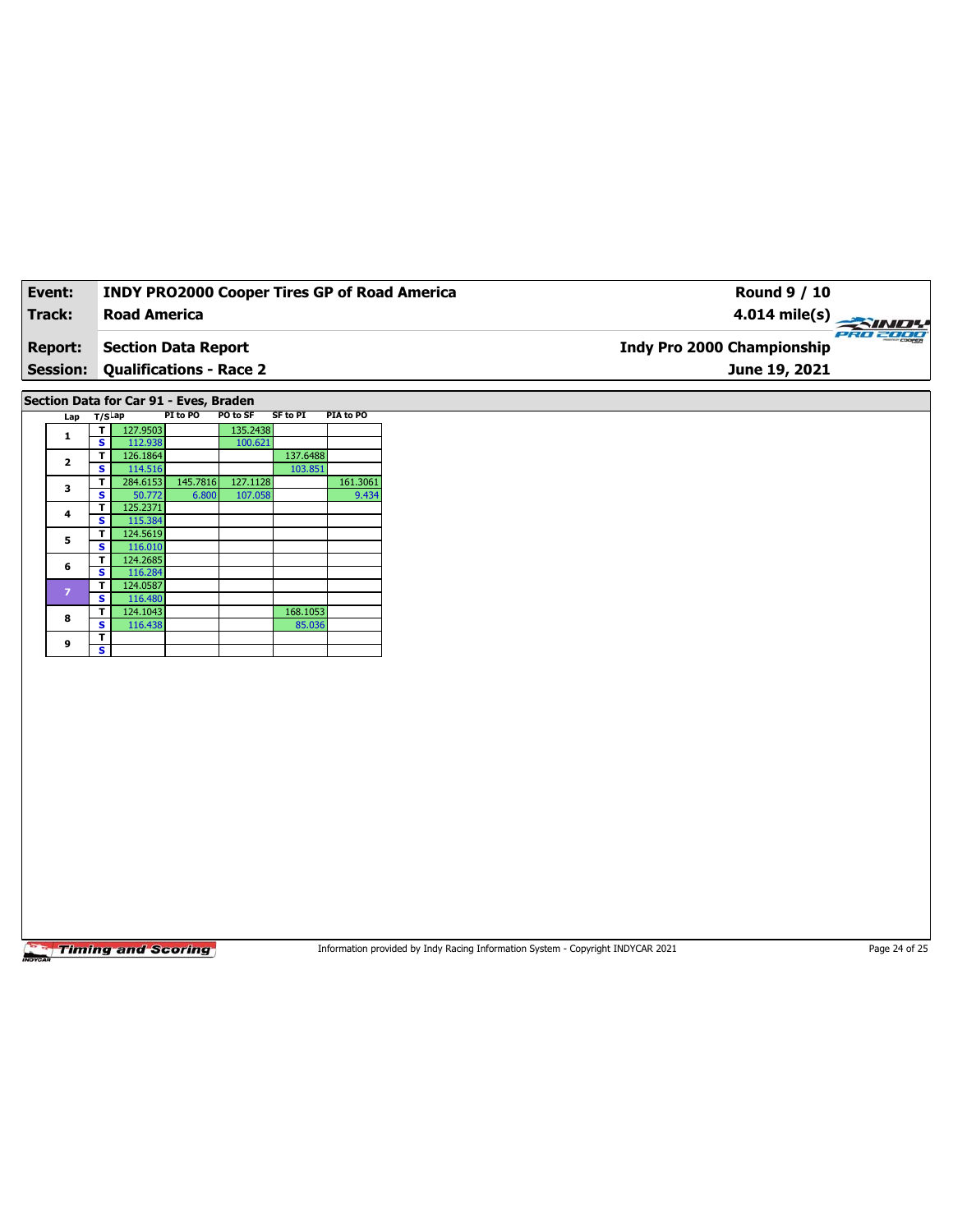| Event: | INDY PRO2000 Cooper Tires GP of Road America | Round 9 / 10 |
|---|---|---|
| Track: | Road America | 4.014 mile(s) |
| Report: | Section Data Report | Indy Pro 2000 Championship |
| Session: | Qualifications - Race 2 | June 19, 2021 |

## Section Data for Car 91 - Eves, Braden

| Lap | T/S | Lap | PI to PO | PO to SF | SF to PI | PIA to PO |
|---|---|---|---|---|---|---|
| 1 | T | 127.9503 | | 135.2438 | | |
| | S | 112.938 | | 100.621 | | |
| 2 | T | 126.1864 | | | 137.6488 | |
| | S | 114.516 | | | 103.851 | |
| 3 | T | 284.6153 | 145.7816 | 127.1128 | | 161.3061 |
| | S | 50.772 | 6.800 | 107.058 | | 9.434 |
| 4 | T | 125.2371 | | | | |
| | S | 115.384 | | | | |
| 5 | T | 124.5619 | | | | |
| | S | 116.010 | | | | |
| 6 | T | 124.2685 | | | | |
| | S | 116.284 | | | | |
| 7 | T | 124.0587 | | | | |
| | S | 116.480 | | | | |
| 8 | T | 124.1043 | | | 168.1053 | |
| | S | 116.438 | | | 85.036 | |
| 9 | T | | | | | |
| | S | | | | | |

Information provided by Indy Racing Information System - Copyright INDYCAR 2021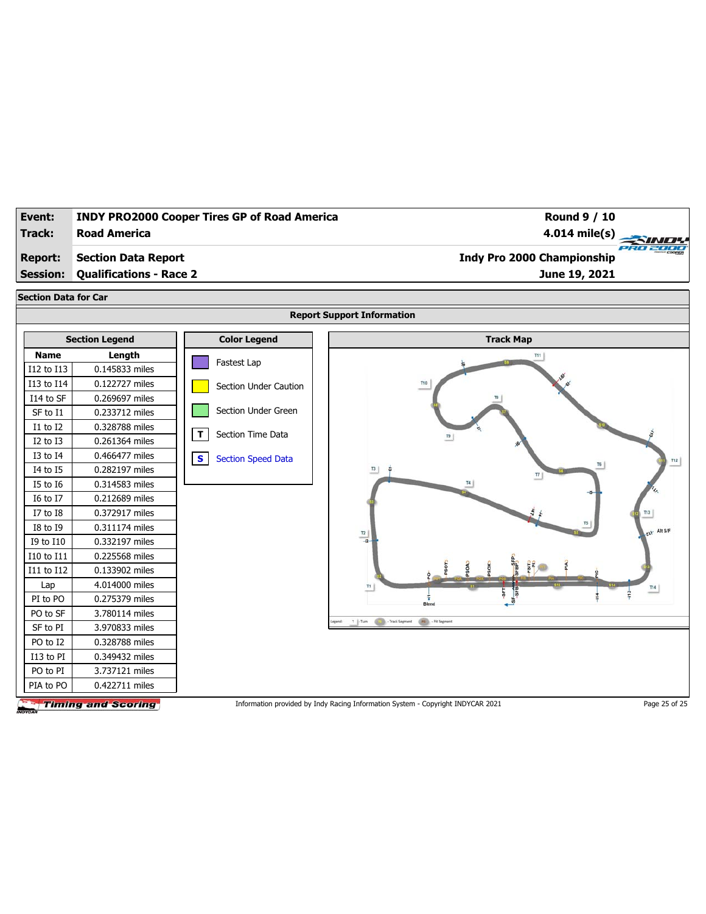| | | | |
|---|---|---|---|
| **Event:** | **INDY PRO2000 Cooper Tires GP of Road America** | **Round 9 / 10** | |
| **Track:** | **Road America** | **4.014 mile(s)** | |
| **Report:** | **Section Data Report** | **Indy Pro 2000 Championship** | |
| **Session:** | **Qualifications - Race 2** | **June 19, 2021** | |

## Section Data for Car

### Report Support Information

**Section Legend**

| Name | Length |
|---|---|
| I12 to I13 | 0.145833 miles |
| I13 to I14 | 0.122727 miles |
| I14 to SF | 0.269697 miles |
| SF to I1 | 0.233712 miles |
| I1 to I2 | 0.328788 miles |
| I2 to I3 | 0.261364 miles |
| I3 to I4 | 0.466477 miles |
| I4 to I5 | 0.282197 miles |
| I5 to I6 | 0.314583 miles |
| I6 to I7 | 0.212689 miles |
| I7 to I8 | 0.372917 miles |
| I8 to I9 | 0.311174 miles |
| I9 to I10 | 0.332197 miles |
| I10 to I11 | 0.225568 miles |
| I11 to I12 | 0.133902 miles |
| Lap | 4.014000 miles |
| PI to PO | 0.275379 miles |
| PO to SF | 3.780114 miles |
| SF to PI | 3.970833 miles |
| PO to I2 | 0.328788 miles |
| I13 to PI | 0.349432 miles |
| PO to PI | 3.737121 miles |
| PIA to PO | 0.422711 miles |

**Color Legend**

- Fastest Lap
- Section Under Caution
- Section Under Green
- **T** Section Time Data
- **S** Section Speed Data

**Track Map**

T11 T10 T9 T8 T7 T6 T5 T4 T3 T2 T1 T12 T13 T14 Alt S/F Blend

Legend: T - Turn, - Track Segment, - Pit Segment

Information provided by Indy Racing Information System - Copyright INDYCAR 2021